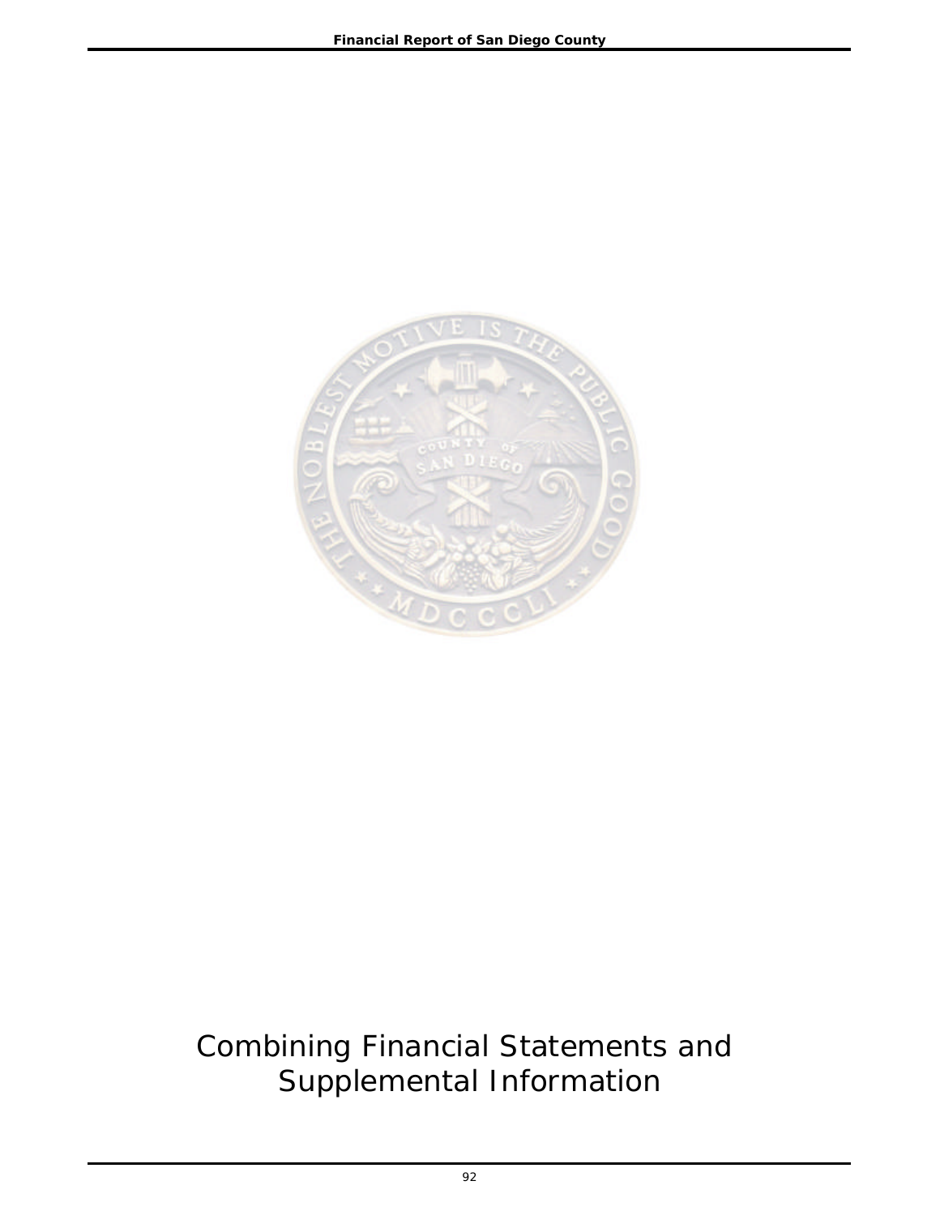# Combining Financial Statements and Supplemental Information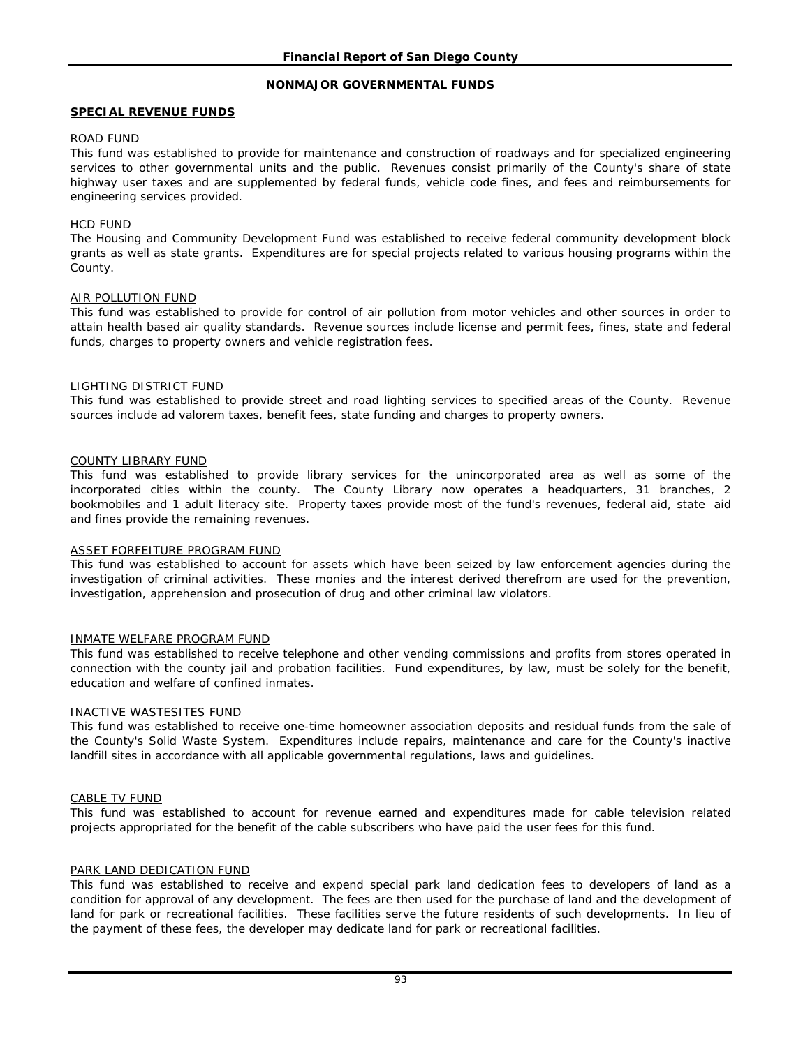# NONMAJOR GOVERNMENTAL FUNDS

## SPECIAL REVENUE FUNDS

### ROAD FUND

This fund was established to provide for maintenance and construction of roadways and for specialized engineering services to other governmental units and the public. Revenues consist primarily of the County's share of state highway user taxes and are supplemented by federal funds, vehicle code fines, and fees and reimbursements for engineering services provided.

### HCD FUND

The Housing and Community Development Fund was established to receive federal community development block grants as well as state grants. Expenditures are for special projects related to various housing programs within the County.

### AIR POLLUTION FUND

This fund was established to provide for control of air pollution from motor vehicles and other sources in order to attain health based air quality standards. Revenue sources include license and permit fees, fines, state and federal funds, charges to property owners and vehicle registration fees.

### LIGHTING DISTRICT FUND

This fund was established to provide street and road lighting services to specified areas of the County. Revenue sources include ad valorem taxes, benefit fees, state funding and charges to property owners.

### COUNTY LIBRARY FUND

This fund was established to provide library services for the unincorporated area as well as some of the incorporated cities within the county. The County Library now operates a headquarters, 31 branches, 2 bookmobiles and 1 adult literacy site. Property taxes provide most of the fund's revenues, federal aid, state aid and fines provide the remaining revenues.

### ASSET FORFEITURE PROGRAM FUND

This fund was established to account for assets which have been seized by law enforcement agencies during the investigation of criminal activities. These monies and the interest derived therefrom are used for the prevention, investigation, apprehension and prosecution of drug and other criminal law violators.

### INMATE WELFARE PROGRAM FUND

This fund was established to receive telephone and other vending commissions and profits from stores operated in connection with the county jail and probation facilities. Fund expenditures, by law, must be solely for the benefit, education and welfare of confined inmates.

### INACTIVE WASTESITES FUND

This fund was established to receive one-time homeowner association deposits and residual funds from the sale of the County's Solid Waste System. Expenditures include repairs, maintenance and care for the County's inactive landfill sites in accordance with all applicable governmental regulations, laws and guidelines.

### CABLE TV FUND

This fund was established to account for revenue earned and expenditures made for cable television related projects appropriated for the benefit of the cable subscribers who have paid the user fees for this fund.

### PARK LAND DEDICATION FUND

This fund was established to receive and expend special park land dedication fees to developers of land as a condition for approval of any development. The fees are then used for the purchase of land and the development of land for park or recreational facilities. These facilities serve the future residents of such developments. In lieu of the payment of these fees, the developer may dedicate land for park or recreational facilities.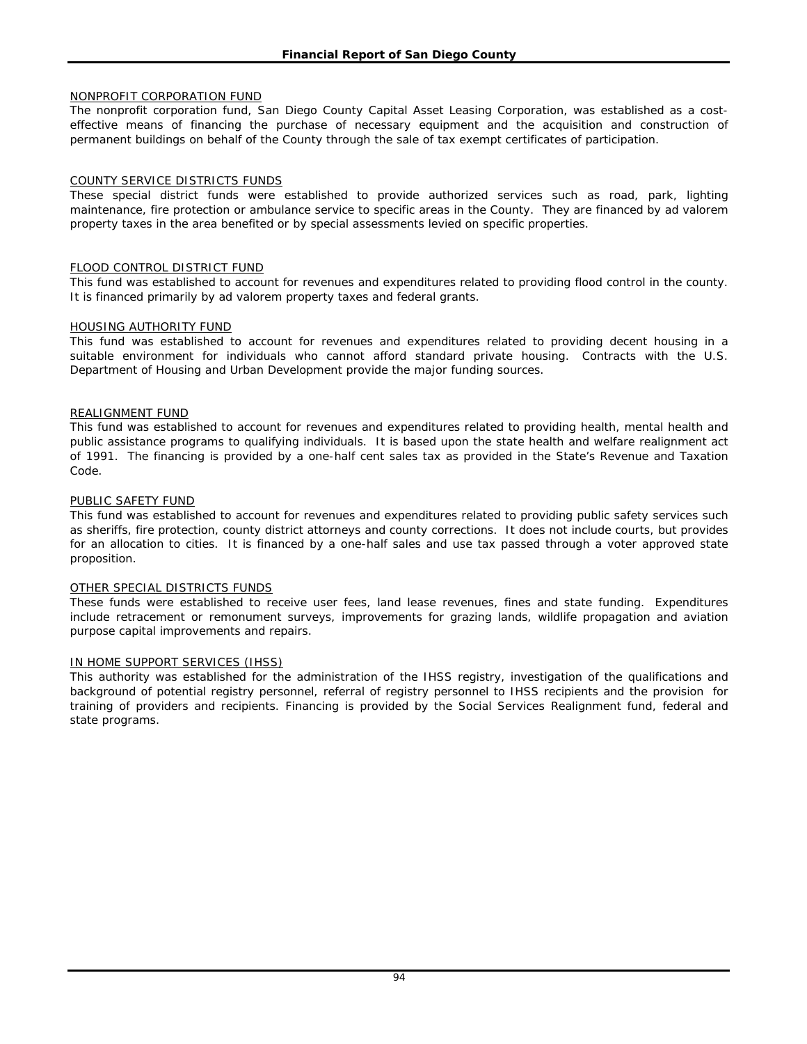### NONPROFIT CORPORATION FUND

The nonprofit corporation fund, San Diego County Capital Asset Leasing Corporation, was established as a cost-effective means of financing the purchase of necessary equipment and the acquisition and construction of permanent buildings on behalf of the County through the sale of tax exempt certificates of participation.

### COUNTY SERVICE DISTRICTS FUNDS

These special district funds were established to provide authorized services such as road, park, lighting maintenance, fire protection or ambulance service to specific areas in the County. They are financed by ad valorem property taxes in the area benefited or by special assessments levied on specific properties.

### FLOOD CONTROL DISTRICT FUND

This fund was established to account for revenues and expenditures related to providing flood control in the county. It is financed primarily by ad valorem property taxes and federal grants.

### HOUSING AUTHORITY FUND

This fund was established to account for revenues and expenditures related to providing decent housing in a suitable environment for individuals who cannot afford standard private housing. Contracts with the U.S. Department of Housing and Urban Development provide the major funding sources.

### REALIGNMENT FUND

This fund was established to account for revenues and expenditures related to providing health, mental health and public assistance programs to qualifying individuals. It is based upon the state health and welfare realignment act of 1991. The financing is provided by a one-half cent sales tax as provided in the State's Revenue and Taxation Code.

### PUBLIC SAFETY FUND

This fund was established to account for revenues and expenditures related to providing public safety services such as sheriffs, fire protection, county district attorneys and county corrections. It does not include courts, but provides for an allocation to cities. It is financed by a one-half sales and use tax passed through a voter approved state proposition.

### OTHER SPECIAL DISTRICTS FUNDS

These funds were established to receive user fees, land lease revenues, fines and state funding. Expenditures include retracement or remonument surveys, improvements for grazing lands, wildlife propagation and aviation purpose capital improvements and repairs.

### IN HOME SUPPORT SERVICES (IHSS)

This authority was established for the administration of the IHSS registry, investigation of the qualifications and background of potential registry personnel, referral of registry personnel to IHSS recipients and the provision for training of providers and recipients. Financing is provided by the Social Services Realignment fund, federal and state programs.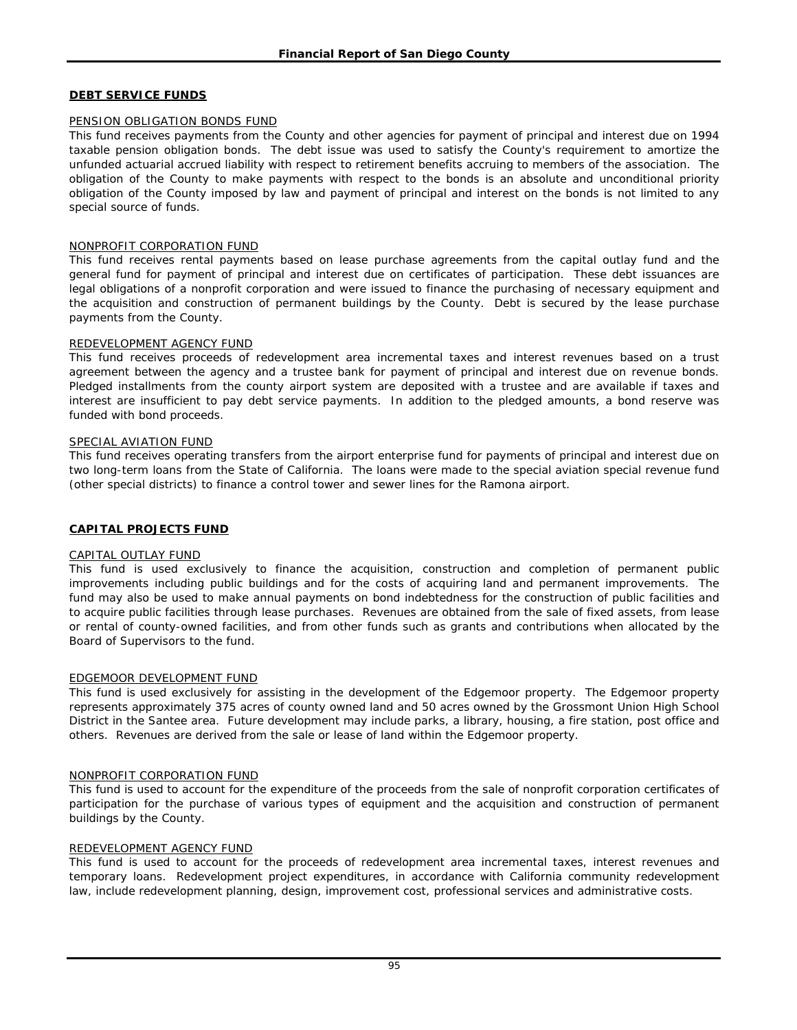## DEBT SERVICE FUNDS

PENSION OBLIGATION BONDS FUND

This fund receives payments from the County and other agencies for payment of principal and interest due on 1994 taxable pension obligation bonds. The debt issue was used to satisfy the County's requirement to amortize the unfunded actuarial accrued liability with respect to retirement benefits accruing to members of the association. The obligation of the County to make payments with respect to the bonds is an absolute and unconditional priority obligation of the County imposed by law and payment of principal and interest on the bonds is not limited to any special source of funds.

NONPROFIT CORPORATION FUND

This fund receives rental payments based on lease purchase agreements from the capital outlay fund and the general fund for payment of principal and interest due on certificates of participation. These debt issuances are legal obligations of a nonprofit corporation and were issued to finance the purchasing of necessary equipment and the acquisition and construction of permanent buildings by the County. Debt is secured by the lease purchase payments from the County.

REDEVELOPMENT AGENCY FUND

This fund receives proceeds of redevelopment area incremental taxes and interest revenues based on a trust agreement between the agency and a trustee bank for payment of principal and interest due on revenue bonds. Pledged installments from the county airport system are deposited with a trustee and are available if taxes and interest are insufficient to pay debt service payments. In addition to the pledged amounts, a bond reserve was funded with bond proceeds.

SPECIAL AVIATION FUND

This fund receives operating transfers from the airport enterprise fund for payments of principal and interest due on two long-term loans from the State of California. The loans were made to the special aviation special revenue fund (other special districts) to finance a control tower and sewer lines for the Ramona airport.

## CAPITAL PROJECTS FUND

CAPITAL OUTLAY FUND

This fund is used exclusively to finance the acquisition, construction and completion of permanent public improvements including public buildings and for the costs of acquiring land and permanent improvements. The fund may also be used to make annual payments on bond indebtedness for the construction of public facilities and to acquire public facilities through lease purchases. Revenues are obtained from the sale of fixed assets, from lease or rental of county-owned facilities, and from other funds such as grants and contributions when allocated by the Board of Supervisors to the fund.

EDGEMOOR DEVELOPMENT FUND

This fund is used exclusively for assisting in the development of the Edgemoor property. The Edgemoor property represents approximately 375 acres of county owned land and 50 acres owned by the Grossmont Union High School District in the Santee area. Future development may include parks, a library, housing, a fire station, post office and others. Revenues are derived from the sale or lease of land within the Edgemoor property.

NONPROFIT CORPORATION FUND

This fund is used to account for the expenditure of the proceeds from the sale of nonprofit corporation certificates of participation for the purchase of various types of equipment and the acquisition and construction of permanent buildings by the County.

REDEVELOPMENT AGENCY FUND

This fund is used to account for the proceeds of redevelopment area incremental taxes, interest revenues and temporary loans. Redevelopment project expenditures, in accordance with California community redevelopment law, include redevelopment planning, design, improvement cost, professional services and administrative costs.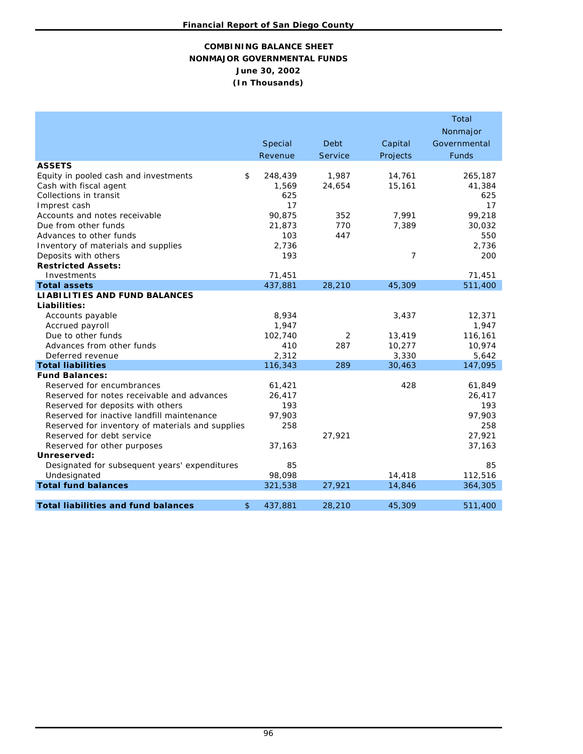**COMBINING BALANCE SHEET**
**NONMAJOR GOVERNMENTAL FUNDS**
**June 30, 2002**
**(In Thousands)**

| | Special Revenue | Debt Service | Capital Projects | Total Nonmajor Governmental Funds |
|---|---|---|---|---|
| **ASSETS** | | | | |
| Equity in pooled cash and investments | $ 248,439 | 1,987 | 14,761 | 265,187 |
| Cash with fiscal agent | 1,569 | 24,654 | 15,161 | 41,384 |
| Collections in transit | 625 | | | 625 |
| Imprest cash | 17 | | | 17 |
| Accounts and notes receivable | 90,875 | 352 | 7,991 | 99,218 |
| Due from other funds | 21,873 | 770 | 7,389 | 30,032 |
| Advances to other funds | 103 | 447 | | 550 |
| Inventory of materials and supplies | 2,736 | | | 2,736 |
| Deposits with others | 193 | | 7 | 200 |
| **Restricted Assets:** | | | | |
| Investments | 71,451 | | | 71,451 |
| **Total assets** | 437,881 | 28,210 | 45,309 | 511,400 |
| **LIABILITIES AND FUND BALANCES** | | | | |
| **Liabilities:** | | | | |
| Accounts payable | 8,934 | | 3,437 | 12,371 |
| Accrued payroll | 1,947 | | | 1,947 |
| Due to other funds | 102,740 | 2 | 13,419 | 116,161 |
| Advances from other funds | 410 | 287 | 10,277 | 10,974 |
| Deferred revenue | 2,312 | | 3,330 | 5,642 |
| **Total liabilities** | 116,343 | 289 | 30,463 | 147,095 |
| **Fund Balances:** | | | | |
| Reserved for encumbrances | 61,421 | | 428 | 61,849 |
| Reserved for notes receivable and advances | 26,417 | | | 26,417 |
| Reserved for deposits with others | 193 | | | 193 |
| Reserved for inactive landfill maintenance | 97,903 | | | 97,903 |
| Reserved for inventory of materials and supplies | 258 | | | 258 |
| Reserved for debt service | | 27,921 | | 27,921 |
| Reserved for other purposes | 37,163 | | | 37,163 |
| **Unreserved:** | | | | |
| Designated for subsequent years' expenditures | 85 | | | 85 |
| Undesignated | 98,098 | | 14,418 | 112,516 |
| **Total fund balances** | 321,538 | 27,921 | 14,846 | 364,305 |
| **Total liabilities and fund balances** | $ 437,881 | 28,210 | 45,309 | 511,400 |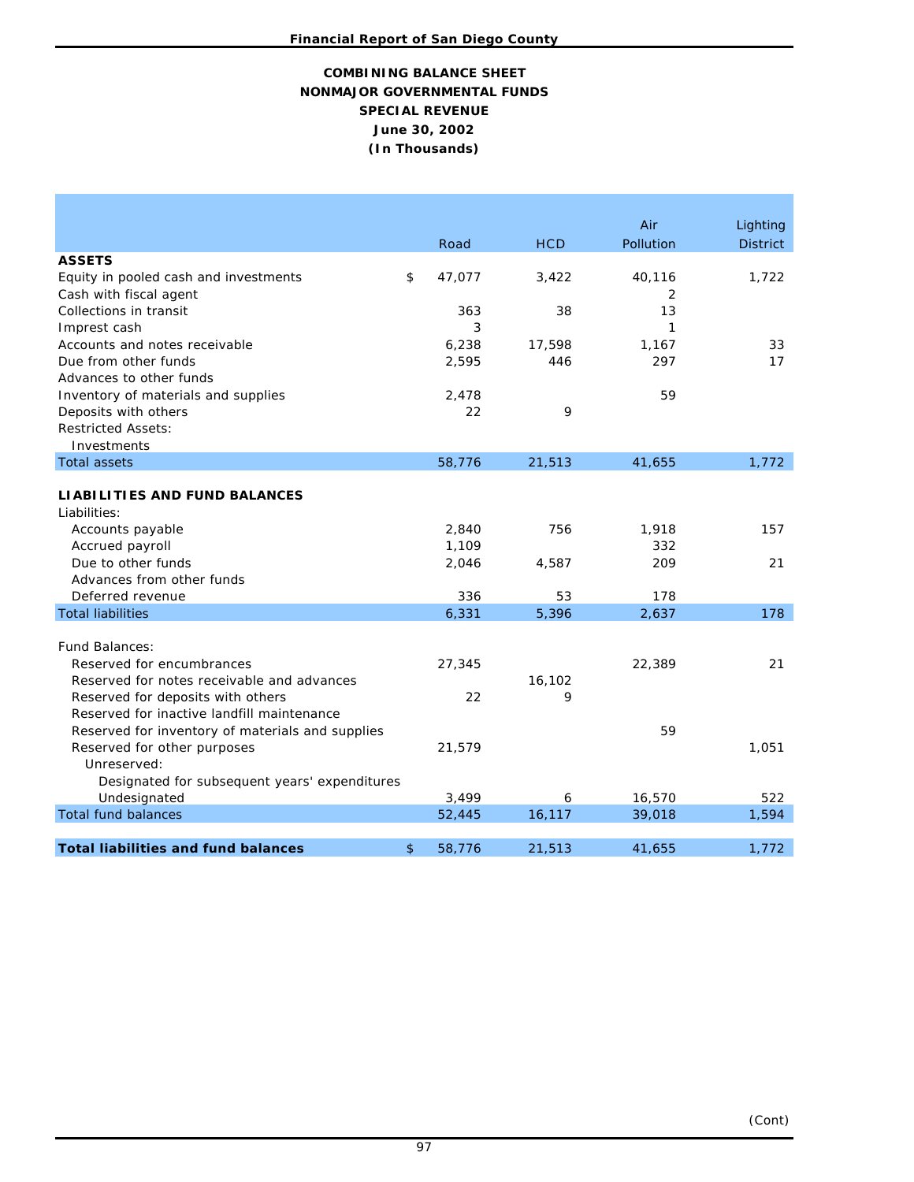## COMBINING BALANCE SHEET
## NONMAJOR GOVERNMENTAL FUNDS
## SPECIAL REVENUE
## June 30, 2002
## (In Thousands)

| | | Road | HCD | Air Pollution | Lighting District |
|---|---|---|---|---|---|
| **ASSETS** | | | | | |
| Equity in pooled cash and investments | $ | 47,077 | 3,422 | 40,116 | 1,722 |
| Cash with fiscal agent | | | | 2 | |
| Collections in transit | | 363 | 38 | 13 | |
| Imprest cash | | 3 | | 1 | |
| Accounts and notes receivable | | 6,238 | 17,598 | 1,167 | 33 |
| Due from other funds | | 2,595 | 446 | 297 | 17 |
| Advances to other funds | | | | | |
| Inventory of materials and supplies | | 2,478 | | 59 | |
| Deposits with others | | 22 | 9 | | |
| Restricted Assets: | | | | | |
| Investments | | | | | |
| Total assets | | 58,776 | 21,513 | 41,655 | 1,772 |
| **LIABILITIES AND FUND BALANCES** | | | | | |
| Liabilities: | | | | | |
| Accounts payable | | 2,840 | 756 | 1,918 | 157 |
| Accrued payroll | | 1,109 | | 332 | |
| Due to other funds | | 2,046 | 4,587 | 209 | 21 |
| Advances from other funds | | | | | |
| Deferred revenue | | 336 | 53 | 178 | |
| Total liabilities | | 6,331 | 5,396 | 2,637 | 178 |
| Fund Balances: | | | | | |
| Reserved for encumbrances | | 27,345 | | 22,389 | 21 |
| Reserved for notes receivable and advances | | | 16,102 | | |
| Reserved for deposits with others | | 22 | 9 | | |
| Reserved for inactive landfill maintenance | | | | | |
| Reserved for inventory of materials and supplies | | | | 59 | |
| Reserved for other purposes | | 21,579 | | | 1,051 |
| Unreserved: | | | | | |
| Designated for subsequent years' expenditures | | | | | |
| Undesignated | | 3,499 | 6 | 16,570 | 522 |
| Total fund balances | | 52,445 | 16,117 | 39,018 | 1,594 |
| **Total liabilities and fund balances** | $ | 58,776 | 21,513 | 41,655 | 1,772 |

(Cont)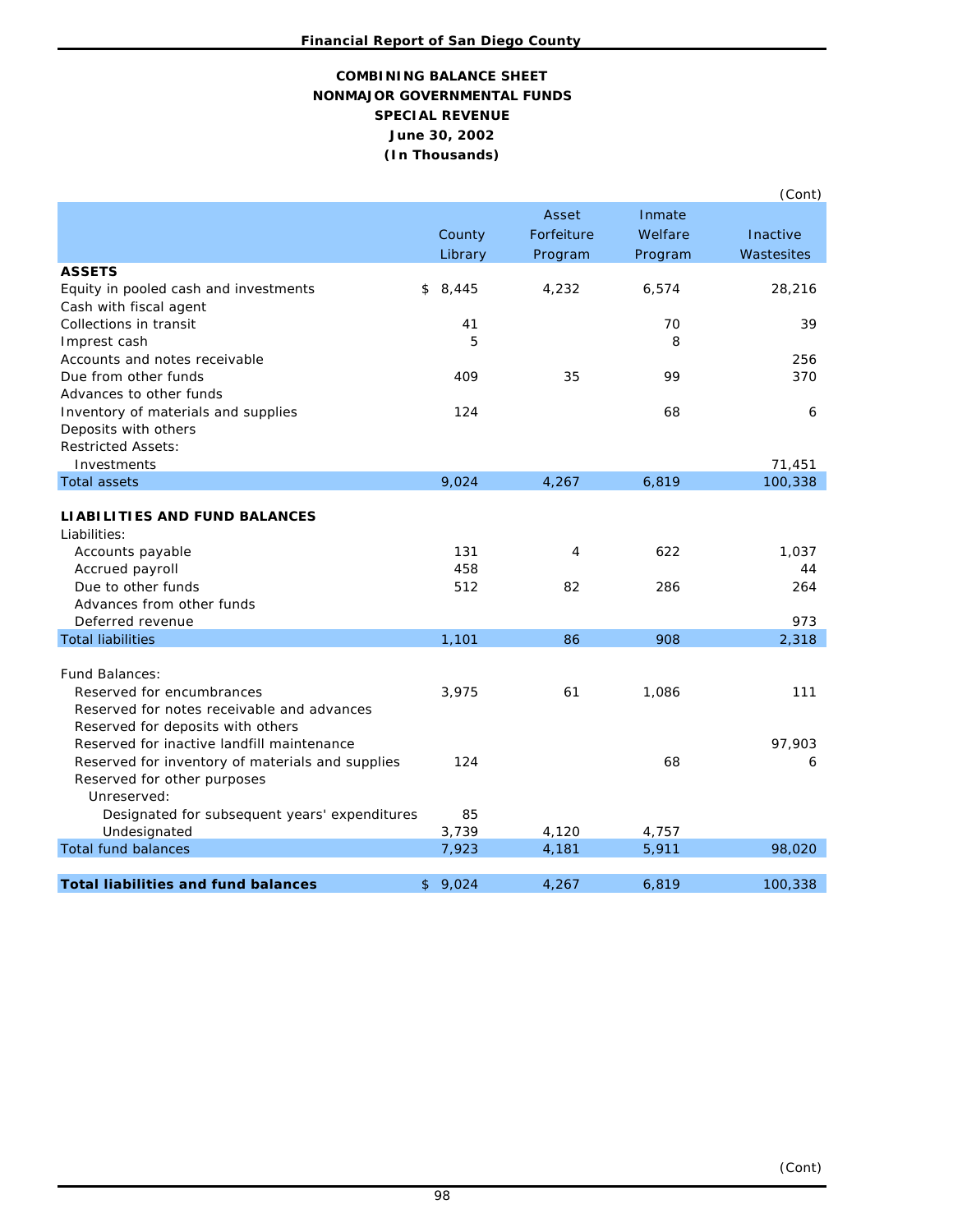**COMBINING BALANCE SHEET**
**NONMAJOR GOVERNMENTAL FUNDS**
**SPECIAL REVENUE**
**June 30, 2002**
**(In Thousands)**

(Cont)

| | County Library | Asset Forfeiture Program | Inmate Welfare Program | Inactive Wastesites |
|---|---|---|---|---|
| **ASSETS** | | | | |
| Equity in pooled cash and investments | $ 8,445 | 4,232 | 6,574 | 28,216 |
| Cash with fiscal agent | | | | |
| Collections in transit | 41 | | 70 | 39 |
| Imprest cash | 5 | | 8 | |
| Accounts and notes receivable | | | | 256 |
| Due from other funds | 409 | 35 | 99 | 370 |
| Advances to other funds | | | | |
| Inventory of materials and supplies | 124 | | 68 | 6 |
| Deposits with others | | | | |
| Restricted Assets: | | | | |
| Investments | | | | 71,451 |
| Total assets | 9,024 | 4,267 | 6,819 | 100,338 |
| | | | | |
| **LIABILITIES AND FUND BALANCES** | | | | |
| Liabilities: | | | | |
| Accounts payable | 131 | 4 | 622 | 1,037 |
| Accrued payroll | 458 | | | 44 |
| Due to other funds | 512 | 82 | 286 | 264 |
| Advances from other funds | | | | |
| Deferred revenue | | | | 973 |
| Total liabilities | 1,101 | 86 | 908 | 2,318 |
| | | | | |
| Fund Balances: | | | | |
| Reserved for encumbrances | 3,975 | 61 | 1,086 | 111 |
| Reserved for notes receivable and advances | | | | |
| Reserved for deposits with others | | | | |
| Reserved for inactive landfill maintenance | | | | 97,903 |
| Reserved for inventory of materials and supplies | 124 | | 68 | 6 |
| Reserved for other purposes | | | | |
| Unreserved: | | | | |
| Designated for subsequent years' expenditures | 85 | | | |
| Undesignated | 3,739 | 4,120 | 4,757 | |
| Total fund balances | 7,923 | 4,181 | 5,911 | 98,020 |
| | | | | |
| **Total liabilities and fund balances** | $ 9,024 | 4,267 | 6,819 | 100,338 |

(Cont)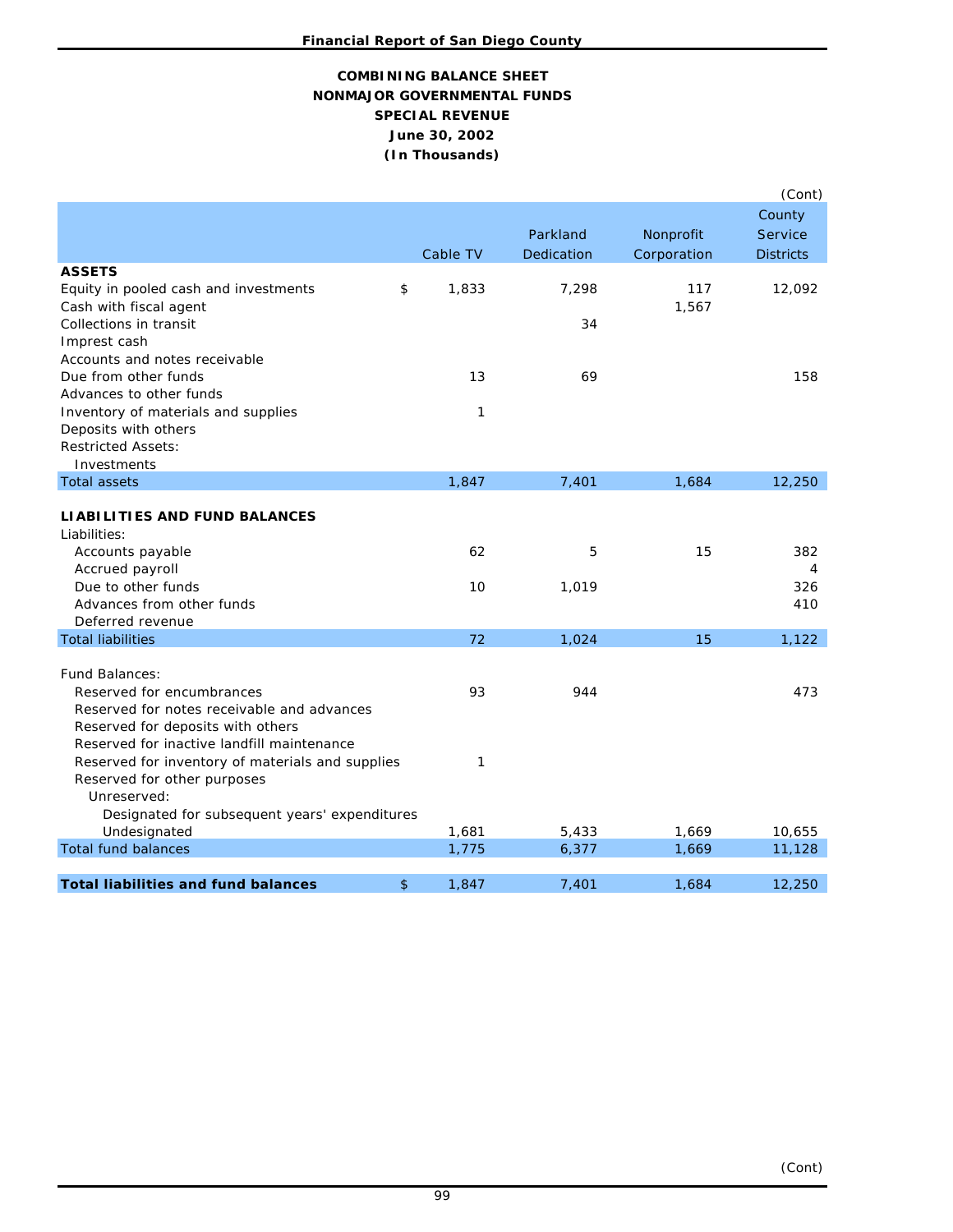**COMBINING BALANCE SHEET**
**NONMAJOR GOVERNMENTAL FUNDS**
**SPECIAL REVENUE**
**June 30, 2002**
**(In Thousands)**

(Cont)

| | Cable TV | Parkland Dedication | Nonprofit Corporation | County Service Districts |
|---|---|---|---|---|
| **ASSETS** | | | | |
| Equity in pooled cash and investments | $ 1,833 | 7,298 | 117 | 12,092 |
| Cash with fiscal agent | | | 1,567 | |
| Collections in transit | | 34 | | |
| Imprest cash | | | | |
| Accounts and notes receivable | | | | |
| Due from other funds | 13 | 69 | | 158 |
| Advances to other funds | | | | |
| Inventory of materials and supplies | 1 | | | |
| Deposits with others | | | | |
| Restricted Assets: | | | | |
| Investments | | | | |
| Total assets | 1,847 | 7,401 | 1,684 | 12,250 |
| **LIABILITIES AND FUND BALANCES** | | | | |
| Liabilities: | | | | |
| Accounts payable | 62 | 5 | 15 | 382 |
| Accrued payroll | | | | 4 |
| Due to other funds | 10 | 1,019 | | 326 |
| Advances from other funds | | | | 410 |
| Deferred revenue | | | | |
| Total liabilities | 72 | 1,024 | 15 | 1,122 |
| Fund Balances: | | | | |
| Reserved for encumbrances | 93 | 944 | | 473 |
| Reserved for notes receivable and advances | | | | |
| Reserved for deposits with others | | | | |
| Reserved for inactive landfill maintenance | | | | |
| Reserved for inventory of materials and supplies | 1 | | | |
| Reserved for other purposes | | | | |
| Unreserved: | | | | |
| Designated for subsequent years' expenditures | | | | |
| Undesignated | 1,681 | 5,433 | 1,669 | 10,655 |
| Total fund balances | 1,775 | 6,377 | 1,669 | 11,128 |
| **Total liabilities and fund balances** | $ 1,847 | 7,401 | 1,684 | 12,250 |

(Cont)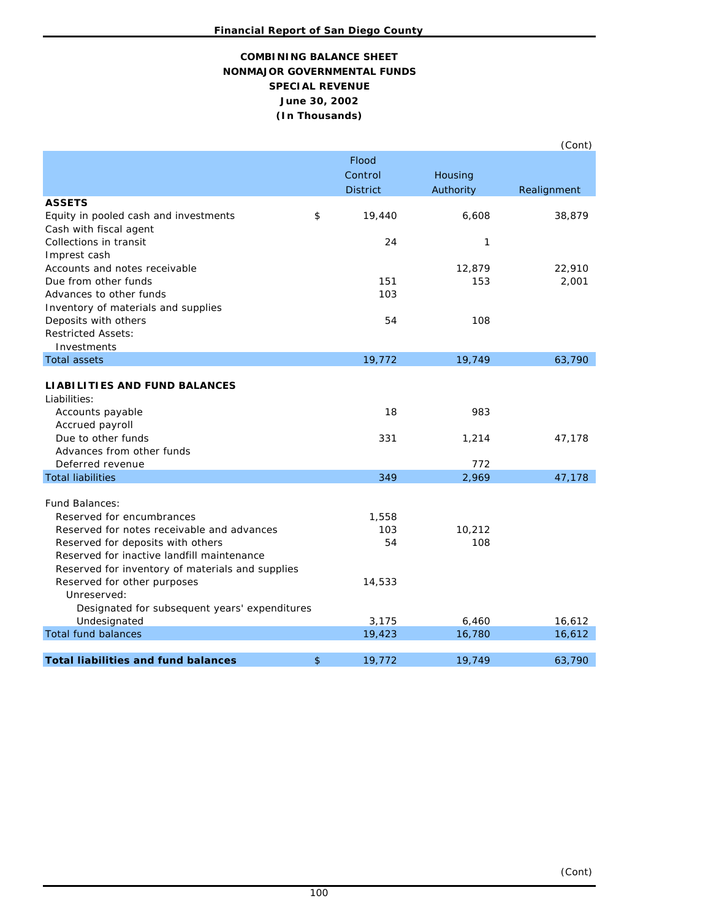## COMBINING BALANCE SHEET
## NONMAJOR GOVERNMENTAL FUNDS
## SPECIAL REVENUE
### June 30, 2002
### (In Thousands)

(Cont)

| | | Flood Control District | Housing Authority | Realignment |
|---|---|---|---|---|
| **ASSETS** | | | | |
| Equity in pooled cash and investments | $ | 19,440 | 6,608 | 38,879 |
| Cash with fiscal agent | | | | |
| Collections in transit | | 24 | 1 | |
| Imprest cash | | | | |
| Accounts and notes receivable | | | 12,879 | 22,910 |
| Due from other funds | | 151 | 153 | 2,001 |
| Advances to other funds | | 103 | | |
| Inventory of materials and supplies | | | | |
| Deposits with others | | 54 | 108 | |
| Restricted Assets: | | | | |
| Investments | | | | |
| Total assets | | 19,772 | 19,749 | 63,790 |
| | | | | |
| **LIABILITIES AND FUND BALANCES** | | | | |
| Liabilities: | | | | |
| Accounts payable | | 18 | 983 | |
| Accrued payroll | | | | |
| Due to other funds | | 331 | 1,214 | 47,178 |
| Advances from other funds | | | | |
| Deferred revenue | | | 772 | |
| Total liabilities | | 349 | 2,969 | 47,178 |
| | | | | |
| Fund Balances: | | | | |
| Reserved for encumbrances | | 1,558 | | |
| Reserved for notes receivable and advances | | 103 | 10,212 | |
| Reserved for deposits with others | | 54 | 108 | |
| Reserved for inactive landfill maintenance | | | | |
| Reserved for inventory of materials and supplies | | | | |
| Reserved for other purposes | | 14,533 | | |
| Unreserved: | | | | |
| Designated for subsequent years' expenditures | | | | |
| Undesignated | | 3,175 | 6,460 | 16,612 |
| Total fund balances | | 19,423 | 16,780 | 16,612 |
| | | | | |
| **Total liabilities and fund balances** | $ | 19,772 | 19,749 | 63,790 |

(Cont)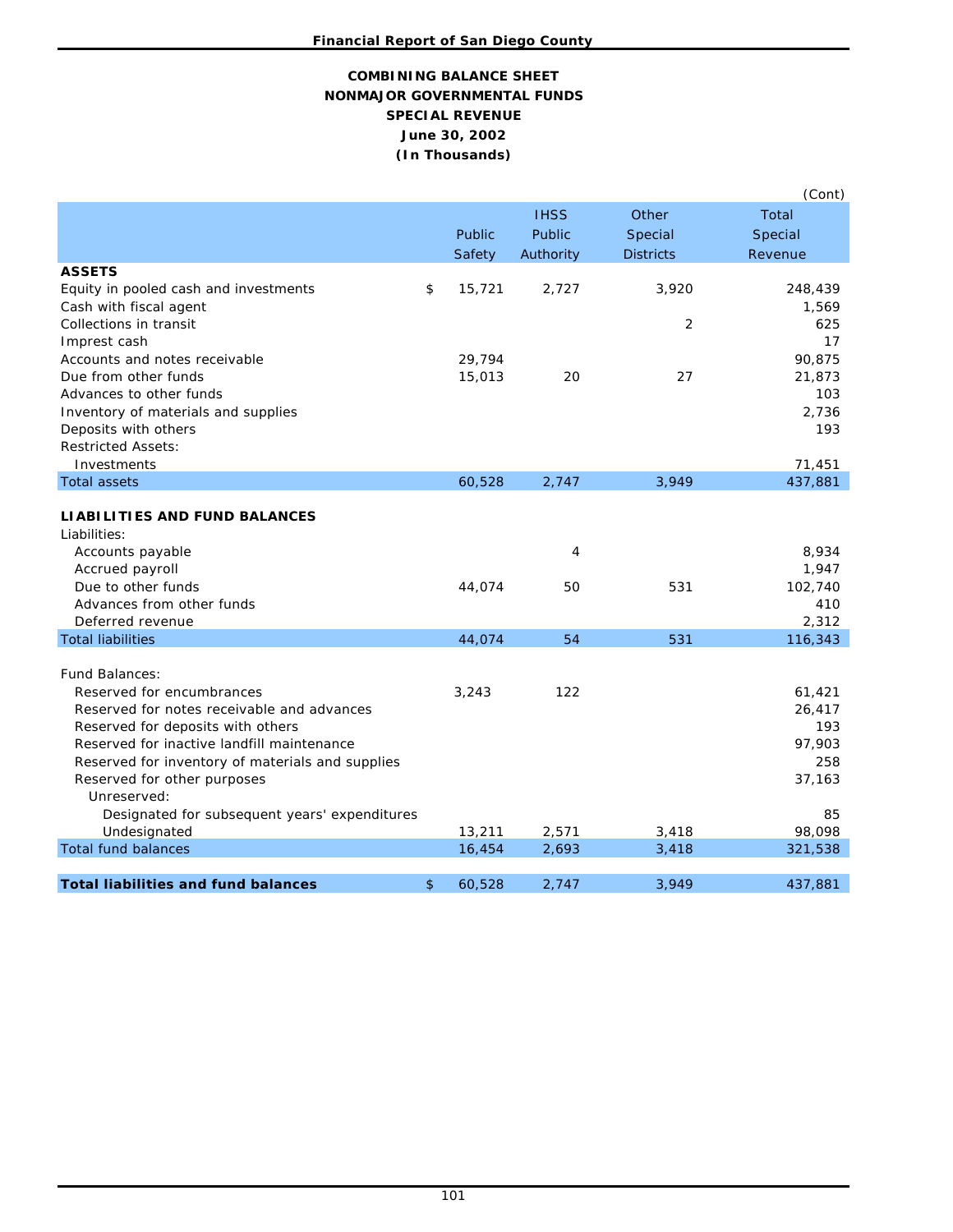# COMBINING BALANCE SHEET
## NONMAJOR GOVERNMENTAL FUNDS
## SPECIAL REVENUE
### June 30, 2002
### (In Thousands)

(Cont)

| | Public Safety | IHSS Public Authority | Other Special Districts | Total Special Revenue |
|---|---|---|---|---|
| **ASSETS** | | | | |
| Equity in pooled cash and investments | $ 15,721 | 2,727 | 3,920 | 248,439 |
| Cash with fiscal agent | | | | 1,569 |
| Collections in transit | | | 2 | 625 |
| Imprest cash | | | | 17 |
| Accounts and notes receivable | 29,794 | | | 90,875 |
| Due from other funds | 15,013 | 20 | 27 | 21,873 |
| Advances to other funds | | | | 103 |
| Inventory of materials and supplies | | | | 2,736 |
| Deposits with others | | | | 193 |
| Restricted Assets: | | | | |
| Investments | | | | 71,451 |
| Total assets | 60,528 | 2,747 | 3,949 | 437,881 |
| | | | | |
| **LIABILITIES AND FUND BALANCES** | | | | |
| Liabilities: | | | | |
| Accounts payable | | 4 | | 8,934 |
| Accrued payroll | | | | 1,947 |
| Due to other funds | 44,074 | 50 | 531 | 102,740 |
| Advances from other funds | | | | 410 |
| Deferred revenue | | | | 2,312 |
| Total liabilities | 44,074 | 54 | 531 | 116,343 |
| | | | | |
| Fund Balances: | | | | |
| Reserved for encumbrances | 3,243 | 122 | | 61,421 |
| Reserved for notes receivable and advances | | | | 26,417 |
| Reserved for deposits with others | | | | 193 |
| Reserved for inactive landfill maintenance | | | | 97,903 |
| Reserved for inventory of materials and supplies | | | | 258 |
| Reserved for other purposes | | | | 37,163 |
| Unreserved: | | | | |
| Designated for subsequent years' expenditures | | | | 85 |
| Undesignated | 13,211 | 2,571 | 3,418 | 98,098 |
| Total fund balances | 16,454 | 2,693 | 3,418 | 321,538 |
| | | | | |
| **Total liabilities and fund balances** | $ 60,528 | 2,747 | 3,949 | 437,881 |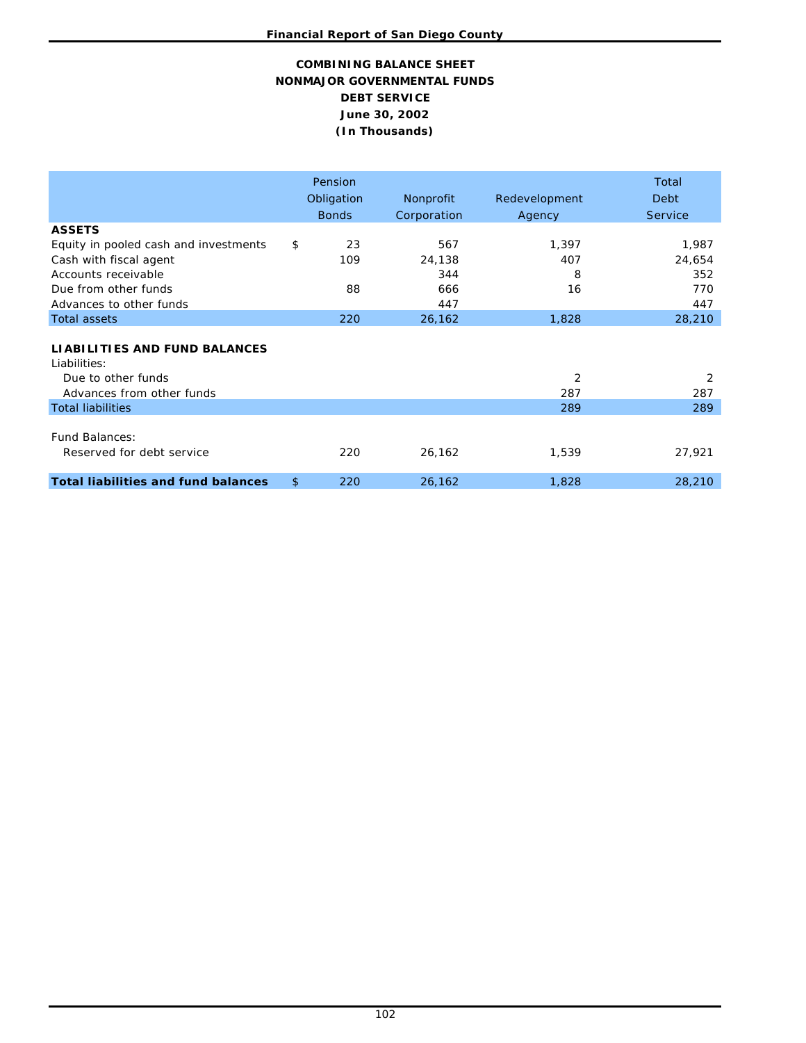## COMBINING BALANCE SHEET
## NONMAJOR GOVERNMENTAL FUNDS
## DEBT SERVICE
## June 30, 2002
## (In Thousands)

| | Pension Obligation Bonds | Nonprofit Corporation | Redevelopment Agency | Total Debt Service |
|---|---|---|---|---|
| **ASSETS** | | | | |
| Equity in pooled cash and investments | $ 23 | 567 | 1,397 | 1,987 |
| Cash with fiscal agent | 109 | 24,138 | 407 | 24,654 |
| Accounts receivable | | 344 | 8 | 352 |
| Due from other funds | 88 | 666 | 16 | 770 |
| Advances to other funds | | 447 | | 447 |
| Total assets | 220 | 26,162 | 1,828 | 28,210 |
| **LIABILITIES AND FUND BALANCES** | | | | |
| Liabilities: | | | | |
| Due to other funds | | | 2 | 2 |
| Advances from other funds | | | 287 | 287 |
| Total liabilities | | | 289 | 289 |
| Fund Balances: | | | | |
| Reserved for debt service | 220 | 26,162 | 1,539 | 27,921 |
| **Total liabilities and fund balances** | $ 220 | 26,162 | 1,828 | 28,210 |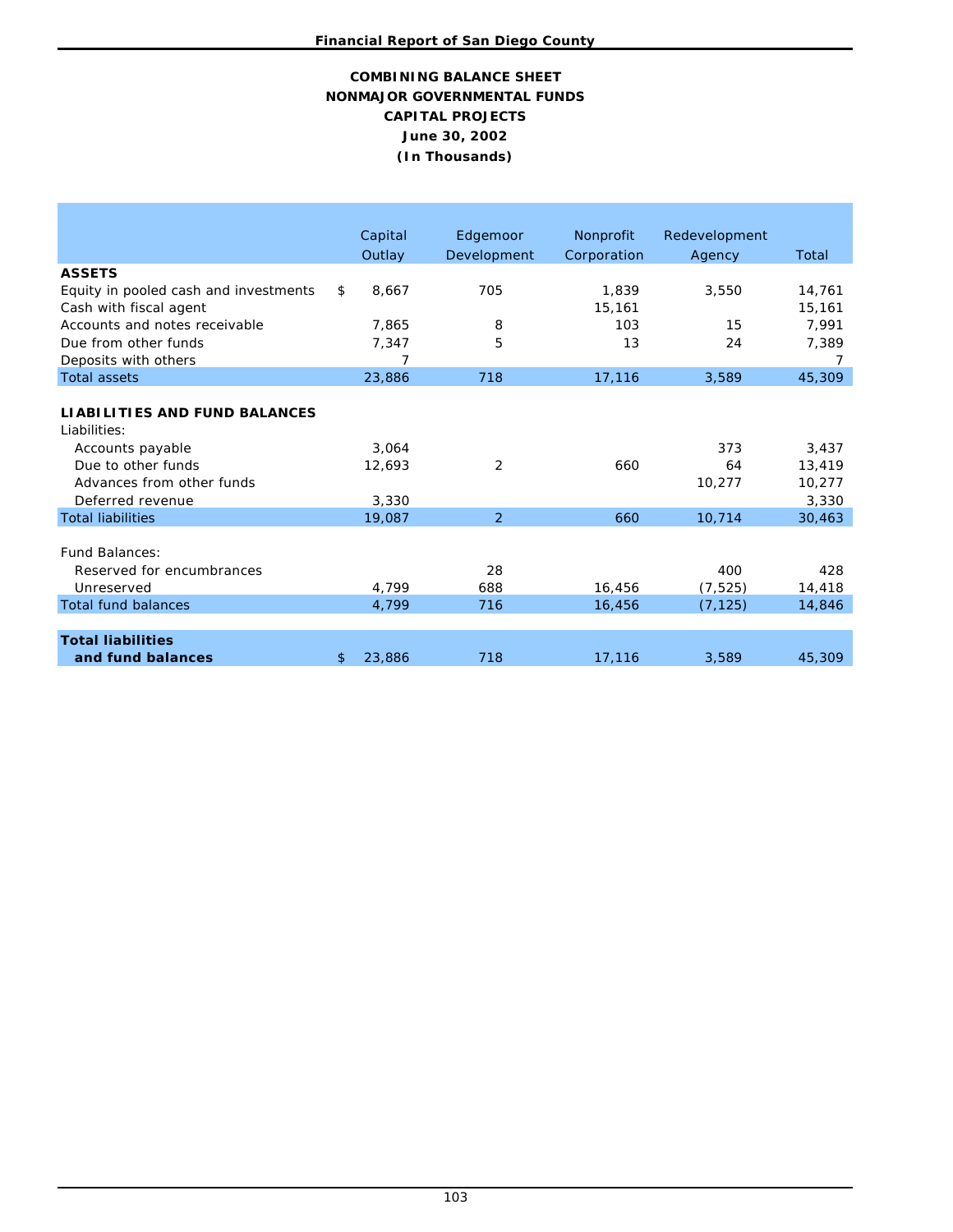**COMBINING BALANCE SHEET**
**NONMAJOR GOVERNMENTAL FUNDS**
**CAPITAL PROJECTS**
**June 30, 2002**
**(In Thousands)**

| | Capital Outlay | Edgemoor Development | Nonprofit Corporation | Redevelopment Agency | Total |
|---|---|---|---|---|---|
| **ASSETS** | | | | | |
| Equity in pooled cash and investments | $ 8,667 | 705 | 1,839 | 3,550 | 14,761 |
| Cash with fiscal agent | | | 15,161 | | 15,161 |
| Accounts and notes receivable | 7,865 | 8 | 103 | 15 | 7,991 |
| Due from other funds | 7,347 | 5 | 13 | 24 | 7,389 |
| Deposits with others | 7 | | | | 7 |
| Total assets | 23,886 | 718 | 17,116 | 3,589 | 45,309 |
| | | | | | |
| **LIABILITIES AND FUND BALANCES** | | | | | |
| Liabilities: | | | | | |
| Accounts payable | 3,064 | | | 373 | 3,437 |
| Due to other funds | 12,693 | 2 | 660 | 64 | 13,419 |
| Advances from other funds | | | | 10,277 | 10,277 |
| Deferred revenue | 3,330 | | | | 3,330 |
| Total liabilities | 19,087 | 2 | 660 | 10,714 | 30,463 |
| | | | | | |
| Fund Balances: | | | | | |
| Reserved for encumbrances | | 28 | | 400 | 428 |
| Unreserved | 4,799 | 688 | 16,456 | (7,525) | 14,418 |
| Total fund balances | 4,799 | 716 | 16,456 | (7,125) | 14,846 |
| | | | | | |
| **Total liabilities and fund balances** | $ 23,886 | 718 | 17,116 | 3,589 | 45,309 |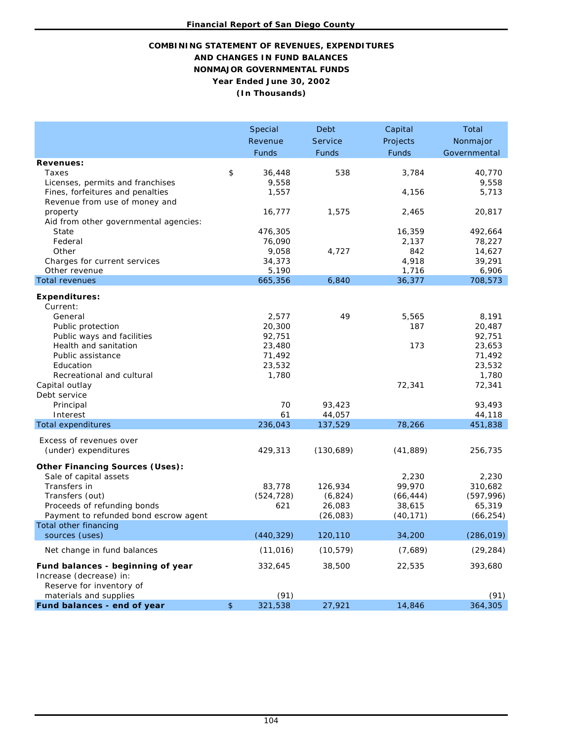**COMBINING STATEMENT OF REVENUES, EXPENDITURES AND CHANGES IN FUND BALANCES NONMAJOR GOVERNMENTAL FUNDS**

**Year Ended June 30, 2002**

**(In Thousands)**

| | Special Revenue Funds | Debt Service Funds | Capital Projects Funds | Total Nonmajor Governmental |
|---|---|---|---|---|
| **Revenues:** | | | | |
| Taxes | $ 36,448 | 538 | 3,784 | 40,770 |
| Licenses, permits and franchises | 9,558 | | | 9,558 |
| Fines, forfeitures and penalties | 1,557 | | 4,156 | 5,713 |
| Revenue from use of money and property | 16,777 | 1,575 | 2,465 | 20,817 |
| Aid from other governmental agencies: | | | | |
| State | 476,305 | | 16,359 | 492,664 |
| Federal | 76,090 | | 2,137 | 78,227 |
| Other | 9,058 | 4,727 | 842 | 14,627 |
| Charges for current services | 34,373 | | 4,918 | 39,291 |
| Other revenue | 5,190 | | 1,716 | 6,906 |
| Total revenues | 665,356 | 6,840 | 36,377 | 708,573 |
| **Expenditures:** | | | | |
| Current: | | | | |
| General | 2,577 | 49 | 5,565 | 8,191 |
| Public protection | 20,300 | | 187 | 20,487 |
| Public ways and facilities | 92,751 | | | 92,751 |
| Health and sanitation | 23,480 | | 173 | 23,653 |
| Public assistance | 71,492 | | | 71,492 |
| Education | 23,532 | | | 23,532 |
| Recreational and cultural | 1,780 | | | 1,780 |
| Capital outlay | | | 72,341 | 72,341 |
| Debt service | | | | |
| Principal | 70 | 93,423 | | 93,493 |
| Interest | 61 | 44,057 | | 44,118 |
| Total expenditures | 236,043 | 137,529 | 78,266 | 451,838 |
| Excess of revenues over (under) expenditures | 429,313 | (130,689) | (41,889) | 256,735 |
| **Other Financing Sources (Uses):** | | | | |
| Sale of capital assets | | | 2,230 | 2,230 |
| Transfers in | 83,778 | 126,934 | 99,970 | 310,682 |
| Transfers (out) | (524,728) | (6,824) | (66,444) | (597,996) |
| Proceeds of refunding bonds | 621 | 26,083 | 38,615 | 65,319 |
| Payment to refunded bond escrow agent | | (26,083) | (40,171) | (66,254) |
| Total other financing sources (uses) | (440,329) | 120,110 | 34,200 | (286,019) |
| Net change in fund balances | (11,016) | (10,579) | (7,689) | (29,284) |
| **Fund balances - beginning of year** | 332,645 | 38,500 | 22,535 | 393,680 |
| Increase (decrease) in: | | | | |
| Reserve for inventory of materials and supplies | (91) | | | (91) |
| **Fund balances - end of year** | $ 321,538 | 27,921 | 14,846 | 364,305 |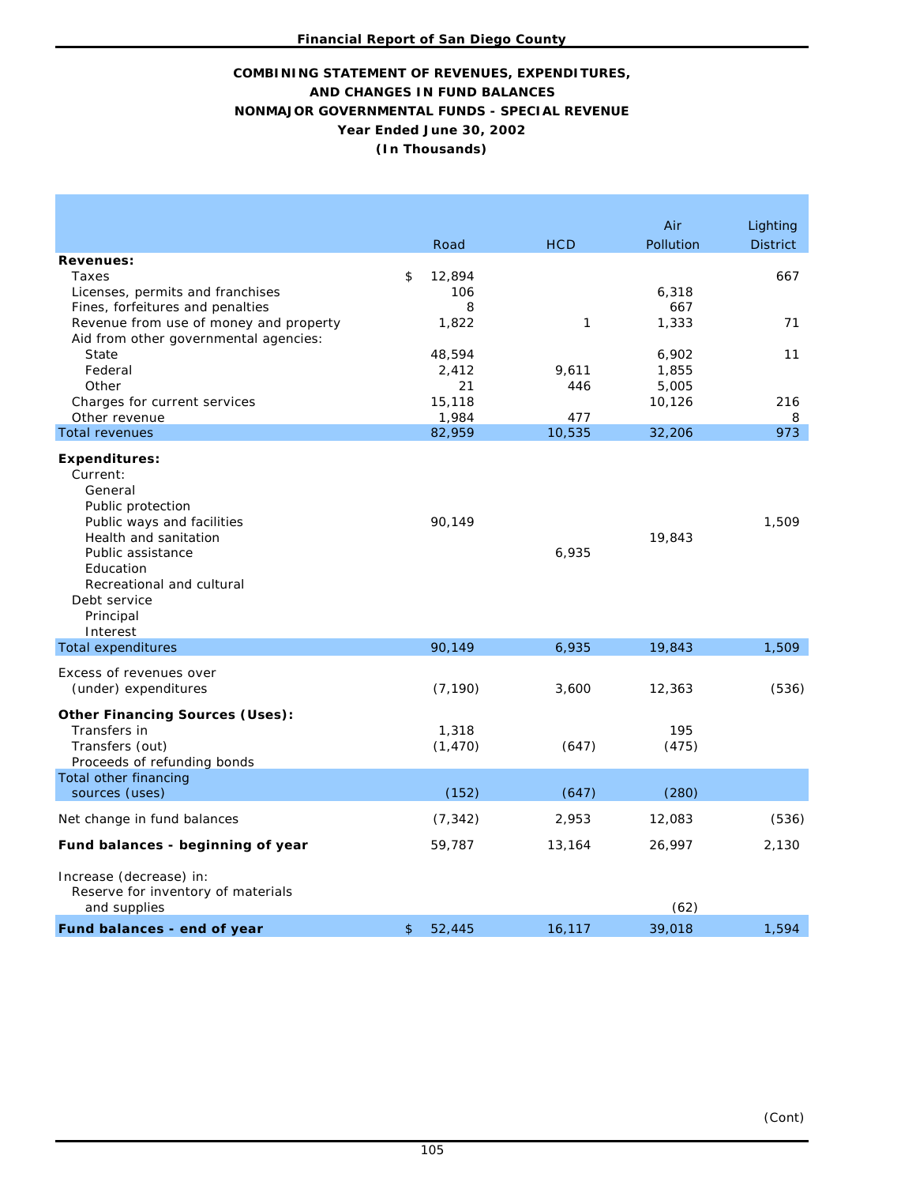**Financial Report of San Diego County**

# COMBINING STATEMENT OF REVENUES, EXPENDITURES, AND CHANGES IN FUND BALANCES
## NONMAJOR GOVERNMENTAL FUNDS - SPECIAL REVENUE
### Year Ended June 30, 2002
### (In Thousands)

| | Road | HCD | Air Pollution | Lighting District |
|---|---|---|---|---|
| **Revenues:** | | | | |
| Taxes | $ 12,894 | | | 667 |
| Licenses, permits and franchises | 106 | | 6,318 | |
| Fines, forfeitures and penalties | 8 | | 667 | |
| Revenue from use of money and property | 1,822 | 1 | 1,333 | 71 |
| Aid from other governmental agencies: | | | | |
| State | 48,594 | | 6,902 | 11 |
| Federal | 2,412 | 9,611 | 1,855 | |
| Other | 21 | 446 | 5,005 | |
| Charges for current services | 15,118 | | 10,126 | 216 |
| Other revenue | 1,984 | 477 | | 8 |
| Total revenues | 82,959 | 10,535 | 32,206 | 973 |
| **Expenditures:** | | | | |
| Current: | | | | |
| General | | | | |
| Public protection | | | | |
| Public ways and facilities | 90,149 | | | 1,509 |
| Health and sanitation | | | 19,843 | |
| Public assistance | | 6,935 | | |
| Education | | | | |
| Recreational and cultural | | | | |
| Debt service | | | | |
| Principal | | | | |
| Interest | | | | |
| Total expenditures | 90,149 | 6,935 | 19,843 | 1,509 |
| Excess of revenues over (under) expenditures | (7,190) | 3,600 | 12,363 | (536) |
| **Other Financing Sources (Uses):** | | | | |
| Transfers in | 1,318 | | 195 | |
| Transfers (out) | (1,470) | (647) | (475) | |
| Proceeds of refunding bonds | | | | |
| Total other financing sources (uses) | (152) | (647) | (280) | |
| Net change in fund balances | (7,342) | 2,953 | 12,083 | (536) |
| **Fund balances - beginning of year** | 59,787 | 13,164 | 26,997 | 2,130 |
| Increase (decrease) in: | | | | |
| Reserve for inventory of materials and supplies | | | (62) | |
| **Fund balances - end of year** | $ 52,445 | 16,117 | 39,018 | 1,594 |

(Cont)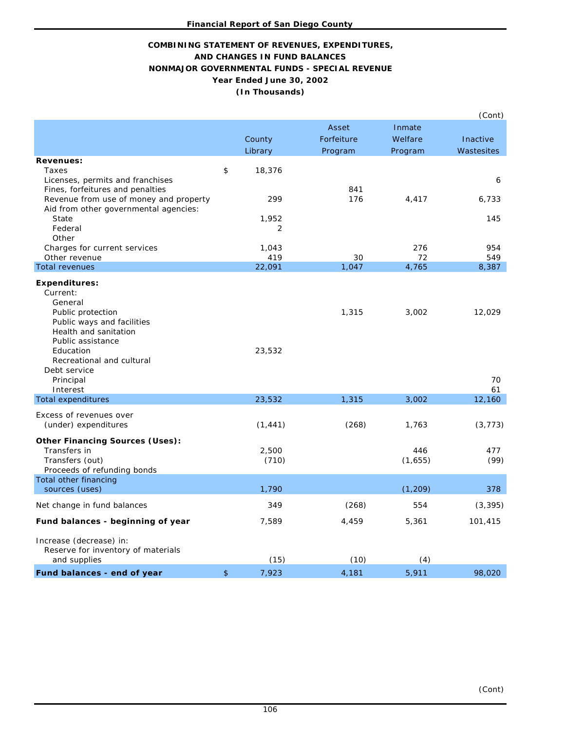## COMBINING STATEMENT OF REVENUES, EXPENDITURES, AND CHANGES IN FUND BALANCES
## NONMAJOR GOVERNMENTAL FUNDS - SPECIAL REVENUE
### Year Ended June 30, 2002
### (In Thousands)

(Cont)

| | County Library | Asset Forfeiture Program | Inmate Welfare Program | Inactive Wastesites |
|---|---|---|---|---|
| **Revenues:** | | | | |
| Taxes | $ 18,376 | | | |
| Licenses, permits and franchises | | | | 6 |
| Fines, forfeitures and penalties | | 841 | | |
| Revenue from use of money and property | 299 | 176 | 4,417 | 6,733 |
| Aid from other governmental agencies: | | | | |
| State | 1,952 | | | 145 |
| Federal | 2 | | | |
| Other | | | | |
| Charges for current services | 1,043 | | 276 | 954 |
| Other revenue | 419 | 30 | 72 | 549 |
| Total revenues | 22,091 | 1,047 | 4,765 | 8,387 |
| **Expenditures:** | | | | |
| Current: | | | | |
| General | | | | |
| Public protection | | 1,315 | 3,002 | 12,029 |
| Public ways and facilities | | | | |
| Health and sanitation | | | | |
| Public assistance | | | | |
| Education | 23,532 | | | |
| Recreational and cultural | | | | |
| Debt service | | | | |
| Principal | | | | 70 |
| Interest | | | | 61 |
| Total expenditures | 23,532 | 1,315 | 3,002 | 12,160 |
| Excess of revenues over (under) expenditures | (1,441) | (268) | 1,763 | (3,773) |
| **Other Financing Sources (Uses):** | | | | |
| Transfers in | 2,500 | | 446 | 477 |
| Transfers (out) | (710) | | (1,655) | (99) |
| Proceeds of refunding bonds | | | | |
| Total other financing sources (uses) | 1,790 | | (1,209) | 378 |
| Net change in fund balances | 349 | (268) | 554 | (3,395) |
| **Fund balances - beginning of year** | 7,589 | 4,459 | 5,361 | 101,415 |
| Increase (decrease) in: | | | | |
| Reserve for inventory of materials and supplies | (15) | (10) | (4) | |
| **Fund balances - end of year** | $ 7,923 | 4,181 | 5,911 | 98,020 |

(Cont)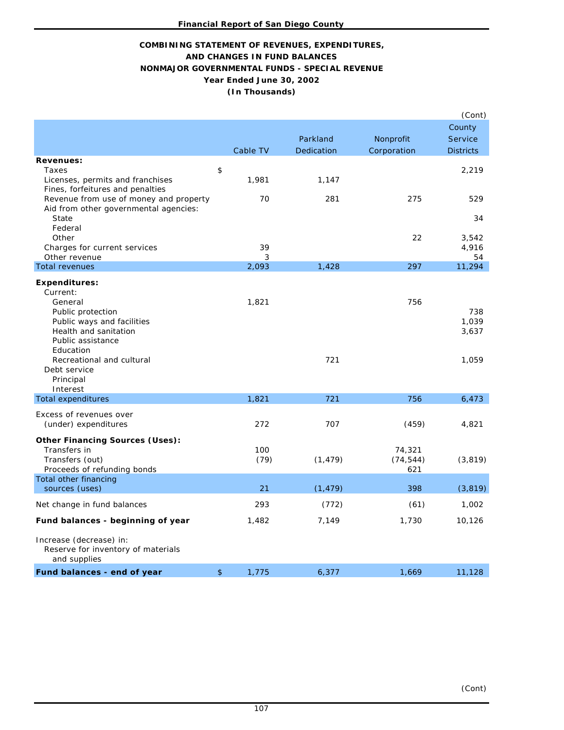**Financial Report of San Diego County**

## COMBINING STATEMENT OF REVENUES, EXPENDITURES, AND CHANGES IN FUND BALANCES
## NONMAJOR GOVERNMENTAL FUNDS - SPECIAL REVENUE
### Year Ended June 30, 2002
### (In Thousands)

(Cont)

| | | Cable TV | Parkland Dedication | Nonprofit Corporation | County Service Districts |
|---|---|---|---|---|---|
| **Revenues:** | | | | | |
| Taxes | $ | | | | 2,219 |
| Licenses, permits and franchises | | 1,981 | 1,147 | | |
| Fines, forfeitures and penalties | | | | | |
| Revenue from use of money and property | | 70 | 281 | 275 | 529 |
| Aid from other governmental agencies: | | | | | |
| State | | | | | 34 |
| Federal | | | | | |
| Other | | | | 22 | 3,542 |
| Charges for current services | | 39 | | | 4,916 |
| Other revenue | | 3 | | | 54 |
| Total revenues | | 2,093 | 1,428 | 297 | 11,294 |
| **Expenditures:** | | | | | |
| Current: | | | | | |
| General | | 1,821 | | 756 | |
| Public protection | | | | | 738 |
| Public ways and facilities | | | | | 1,039 |
| Health and sanitation | | | | | 3,637 |
| Public assistance | | | | | |
| Education | | | | | |
| Recreational and cultural | | | 721 | | 1,059 |
| Debt service | | | | | |
| Principal | | | | | |
| Interest | | | | | |
| Total expenditures | | 1,821 | 721 | 756 | 6,473 |
| Excess of revenues over (under) expenditures | | 272 | 707 | (459) | 4,821 |
| **Other Financing Sources (Uses):** | | | | | |
| Transfers in | | 100 | | 74,321 | |
| Transfers (out) | | (79) | (1,479) | (74,544) | (3,819) |
| Proceeds of refunding bonds | | | | 621 | |
| Total other financing sources (uses) | | 21 | (1,479) | 398 | (3,819) |
| Net change in fund balances | | 293 | (772) | (61) | 1,002 |
| **Fund balances - beginning of year** | | 1,482 | 7,149 | 1,730 | 10,126 |
| Increase (decrease) in: | | | | | |
| Reserve for inventory of materials and supplies | | | | | |
| **Fund balances - end of year** | $ | 1,775 | 6,377 | 1,669 | 11,128 |

(Cont)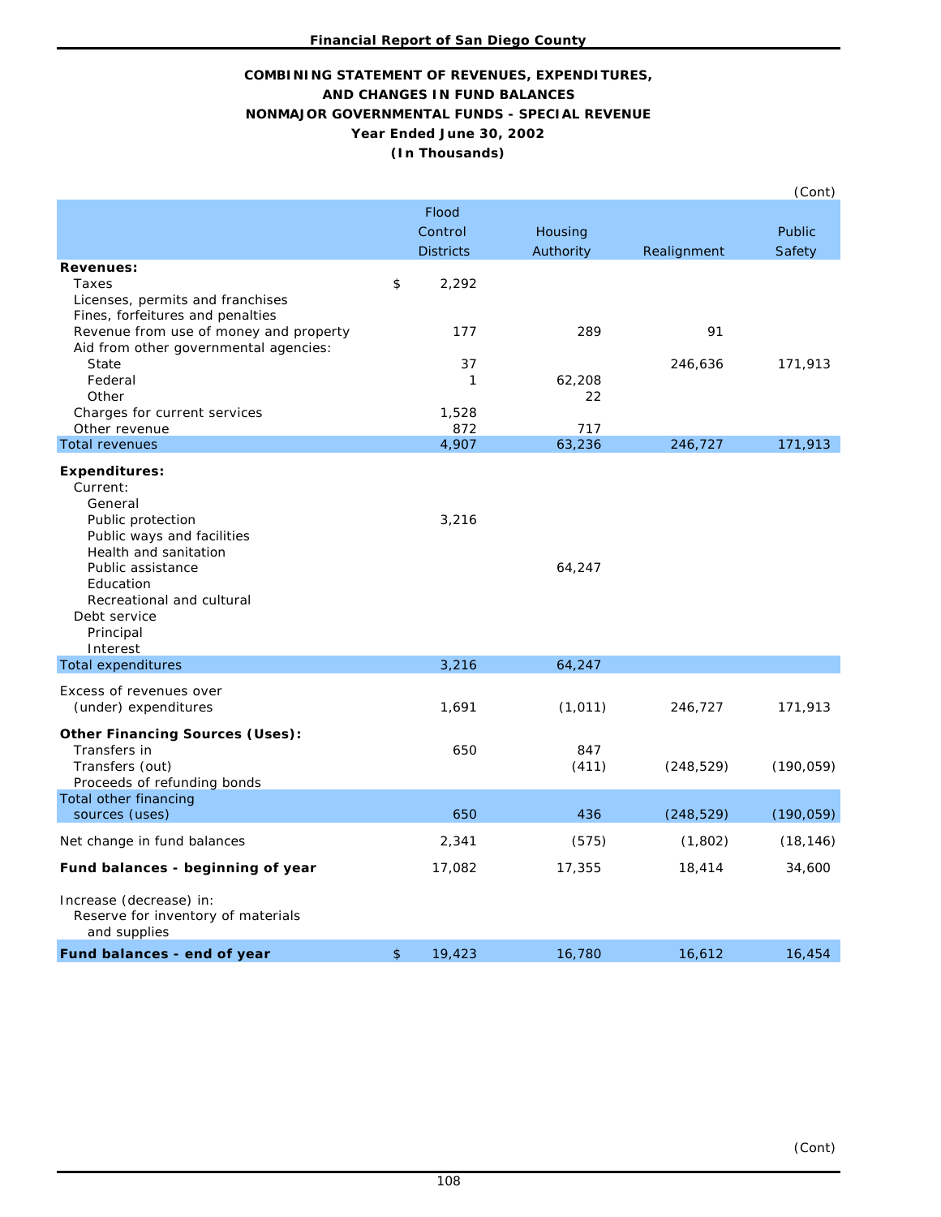**Financial Report of San Diego County**

## COMBINING STATEMENT OF REVENUES, EXPENDITURES, AND CHANGES IN FUND BALANCES
## NONMAJOR GOVERNMENTAL FUNDS - SPECIAL REVENUE
### Year Ended June 30, 2002
### (In Thousands)

(Cont)

| | Flood Control Districts | Housing Authority | Realignment | Public Safety |
|---|---|---|---|---|
| **Revenues:** | | | | |
| Taxes | $ 2,292 | | | |
| Licenses, permits and franchises | | | | |
| Fines, forfeitures and penalties | | | | |
| Revenue from use of money and property | 177 | 289 | 91 | |
| Aid from other governmental agencies: | | | | |
| State | 37 | | 246,636 | 171,913 |
| Federal | 1 | 62,208 | | |
| Other | | 22 | | |
| Charges for current services | 1,528 | | | |
| Other revenue | 872 | 717 | | |
| Total revenues | 4,907 | 63,236 | 246,727 | 171,913 |
| **Expenditures:** | | | | |
| Current: | | | | |
| General | | | | |
| Public protection | 3,216 | | | |
| Public ways and facilities | | | | |
| Health and sanitation | | | | |
| Public assistance | | 64,247 | | |
| Education | | | | |
| Recreational and cultural | | | | |
| Debt service | | | | |
| Principal | | | | |
| Interest | | | | |
| Total expenditures | 3,216 | 64,247 | | |
| Excess of revenues over (under) expenditures | 1,691 | (1,011) | 246,727 | 171,913 |
| **Other Financing Sources (Uses):** | | | | |
| Transfers in | 650 | 847 | | |
| Transfers (out) | | (411) | (248,529) | (190,059) |
| Proceeds of refunding bonds | | | | |
| Total other financing sources (uses) | 650 | 436 | (248,529) | (190,059) |
| Net change in fund balances | 2,341 | (575) | (1,802) | (18,146) |
| **Fund balances - beginning of year** | 17,082 | 17,355 | 18,414 | 34,600 |
| Increase (decrease) in: | | | | |
| Reserve for inventory of materials and supplies | | | | |
| **Fund balances - end of year** | $ 19,423 | 16,780 | 16,612 | 16,454 |

(Cont)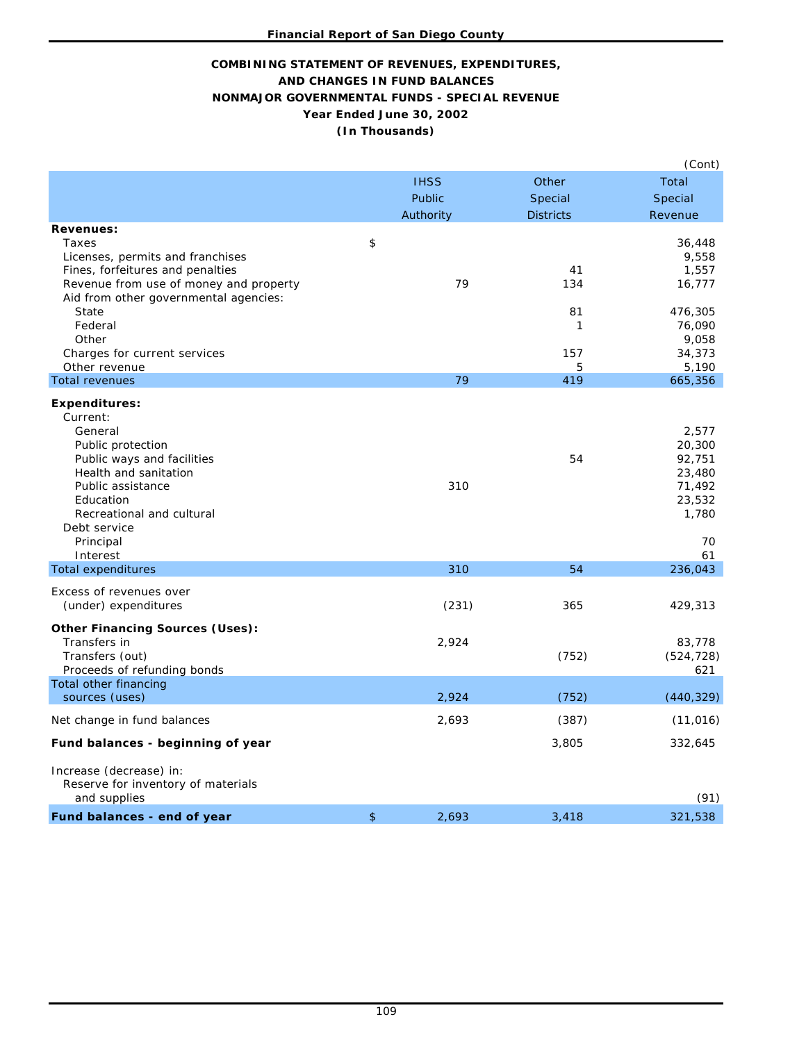## COMBINING STATEMENT OF REVENUES, EXPENDITURES, AND CHANGES IN FUND BALANCES
## NONMAJOR GOVERNMENTAL FUNDS - SPECIAL REVENUE
## Year Ended June 30, 2002
## (In Thousands)

(Cont)

| | | IHSS Public Authority | Other Special Districts | Total Special Revenue |
|---|---|---|---|---|
| **Revenues:** | | | | |
| Taxes | $ | | | 36,448 |
| Licenses, permits and franchises | | | | 9,558 |
| Fines, forfeitures and penalties | | | 41 | 1,557 |
| Revenue from use of money and property | | 79 | 134 | 16,777 |
| Aid from other governmental agencies: | | | | |
| State | | | 81 | 476,305 |
| Federal | | | 1 | 76,090 |
| Other | | | | 9,058 |
| Charges for current services | | | 157 | 34,373 |
| Other revenue | | | 5 | 5,190 |
| Total revenues | | 79 | 419 | 665,356 |
| **Expenditures:** | | | | |
| Current: | | | | |
| General | | | | 2,577 |
| Public protection | | | | 20,300 |
| Public ways and facilities | | | 54 | 92,751 |
| Health and sanitation | | | | 23,480 |
| Public assistance | | 310 | | 71,492 |
| Education | | | | 23,532 |
| Recreational and cultural | | | | 1,780 |
| Debt service | | | | |
| Principal | | | | 70 |
| Interest | | | | 61 |
| Total expenditures | | 310 | 54 | 236,043 |
| Excess of revenues over (under) expenditures | | (231) | 365 | 429,313 |
| **Other Financing Sources (Uses):** | | | | |
| Transfers in | | 2,924 | | 83,778 |
| Transfers (out) | | | (752) | (524,728) |
| Proceeds of refunding bonds | | | | 621 |
| Total other financing sources (uses) | | 2,924 | (752) | (440,329) |
| Net change in fund balances | | 2,693 | (387) | (11,016) |
| **Fund balances - beginning of year** | | | 3,805 | 332,645 |
| Increase (decrease) in: | | | | |
| Reserve for inventory of materials and supplies | | | | (91) |
| **Fund balances - end of year** | $ | 2,693 | 3,418 | 321,538 |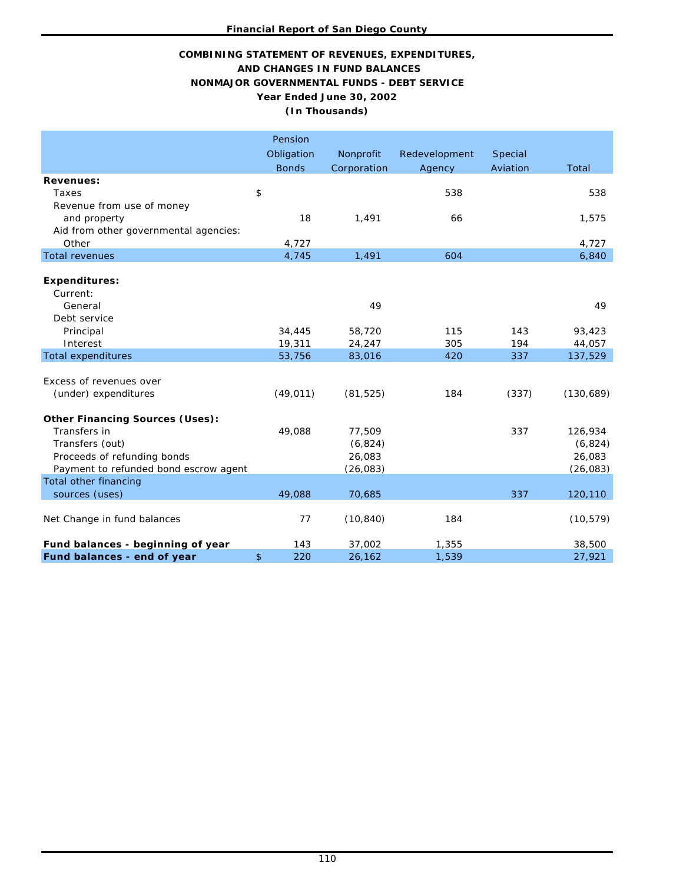**COMBINING STATEMENT OF REVENUES, EXPENDITURES, AND CHANGES IN FUND BALANCES**
**NONMAJOR GOVERNMENTAL FUNDS - DEBT SERVICE**
**Year Ended June 30, 2002**
**(In Thousands)**

| | Pension Obligation Bonds | Nonprofit Corporation | Redevelopment Agency | Special Aviation | Total |
|---|---|---|---|---|---|
| **Revenues:** | | | | | |
| Taxes | $ | | 538 | | 538 |
| Revenue from use of money and property | 18 | 1,491 | 66 | | 1,575 |
| Aid from other governmental agencies: | | | | | |
| Other | 4,727 | | | | 4,727 |
| Total revenues | 4,745 | 1,491 | 604 | | 6,840 |
| **Expenditures:** | | | | | |
| Current: | | | | | |
| General | | 49 | | | 49 |
| Debt service | | | | | |
| Principal | 34,445 | 58,720 | 115 | 143 | 93,423 |
| Interest | 19,311 | 24,247 | 305 | 194 | 44,057 |
| Total expenditures | 53,756 | 83,016 | 420 | 337 | 137,529 |
| Excess of revenues over (under) expenditures | (49,011) | (81,525) | 184 | (337) | (130,689) |
| **Other Financing Sources (Uses):** | | | | | |
| Transfers in | 49,088 | 77,509 | | 337 | 126,934 |
| Transfers (out) | | (6,824) | | | (6,824) |
| Proceeds of refunding bonds | | 26,083 | | | 26,083 |
| Payment to refunded bond escrow agent | | (26,083) | | | (26,083) |
| Total other financing sources (uses) | 49,088 | 70,685 | | 337 | 120,110 |
| Net Change in fund balances | 77 | (10,840) | 184 | | (10,579) |
| **Fund balances - beginning of year** | 143 | 37,002 | 1,355 | | 38,500 |
| **Fund balances - end of year** | $ 220 | 26,162 | 1,539 | | 27,921 |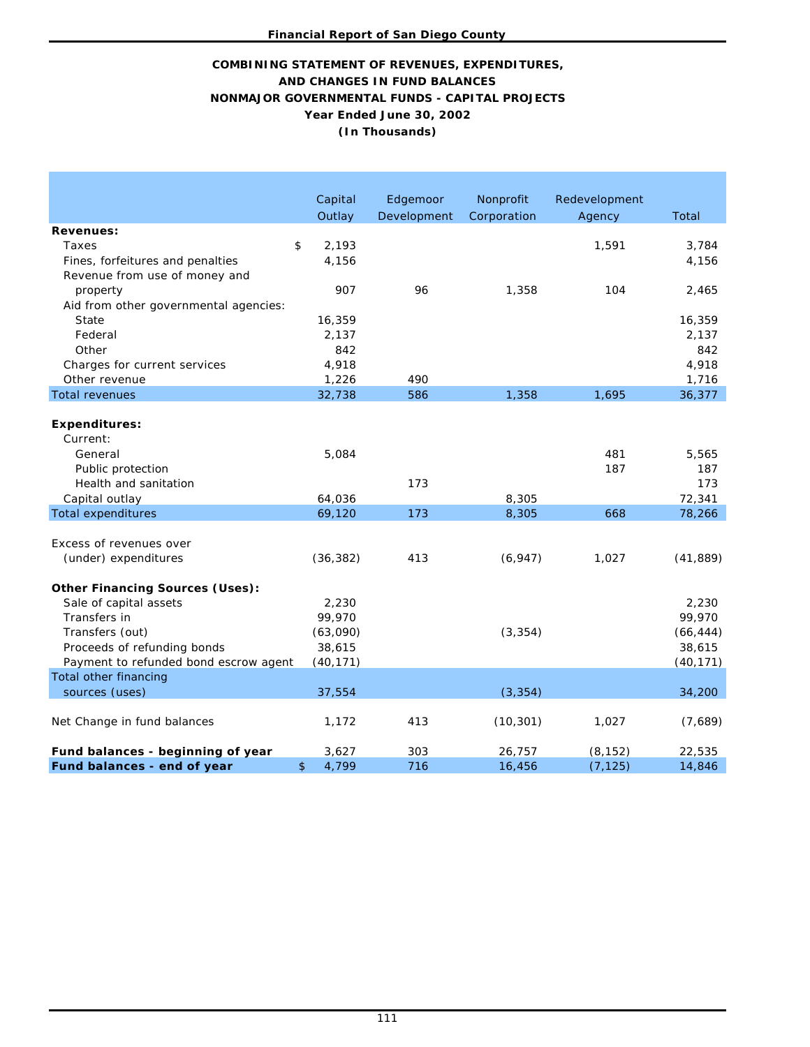# COMBINING STATEMENT OF REVENUES, EXPENDITURES, AND CHANGES IN FUND BALANCES
## NONMAJOR GOVERNMENTAL FUNDS - CAPITAL PROJECTS
### Year Ended June 30, 2002
### (In Thousands)

| | Capital Outlay | Edgemoor Development | Nonprofit Corporation | Redevelopment Agency | Total |
|---|---|---|---|---|---|
| **Revenues:** | | | | | |
| Taxes | $ 2,193 | | | 1,591 | 3,784 |
| Fines, forfeitures and penalties | 4,156 | | | | 4,156 |
| Revenue from use of money and property | 907 | 96 | 1,358 | 104 | 2,465 |
| Aid from other governmental agencies: | | | | | |
| State | 16,359 | | | | 16,359 |
| Federal | 2,137 | | | | 2,137 |
| Other | 842 | | | | 842 |
| Charges for current services | 4,918 | | | | 4,918 |
| Other revenue | 1,226 | 490 | | | 1,716 |
| Total revenues | 32,738 | 586 | 1,358 | 1,695 | 36,377 |
| **Expenditures:** | | | | | |
| Current: | | | | | |
| General | 5,084 | | | 481 | 5,565 |
| Public protection | | | | 187 | 187 |
| Health and sanitation | | 173 | | | 173 |
| Capital outlay | 64,036 | | 8,305 | | 72,341 |
| Total expenditures | 69,120 | 173 | 8,305 | 668 | 78,266 |
| Excess of revenues over (under) expenditures | (36,382) | 413 | (6,947) | 1,027 | (41,889) |
| **Other Financing Sources (Uses):** | | | | | |
| Sale of capital assets | 2,230 | | | | 2,230 |
| Transfers in | 99,970 | | | | 99,970 |
| Transfers (out) | (63,090) | | (3,354) | | (66,444) |
| Proceeds of refunding bonds | 38,615 | | | | 38,615 |
| Payment to refunded bond escrow agent | (40,171) | | | | (40,171) |
| Total other financing sources (uses) | 37,554 | | (3,354) | | 34,200 |
| Net Change in fund balances | 1,172 | 413 | (10,301) | 1,027 | (7,689) |
| **Fund balances - beginning of year** | 3,627 | 303 | 26,757 | (8,152) | 22,535 |
| **Fund balances - end of year** | $ 4,799 | 716 | 16,456 | (7,125) | 14,846 |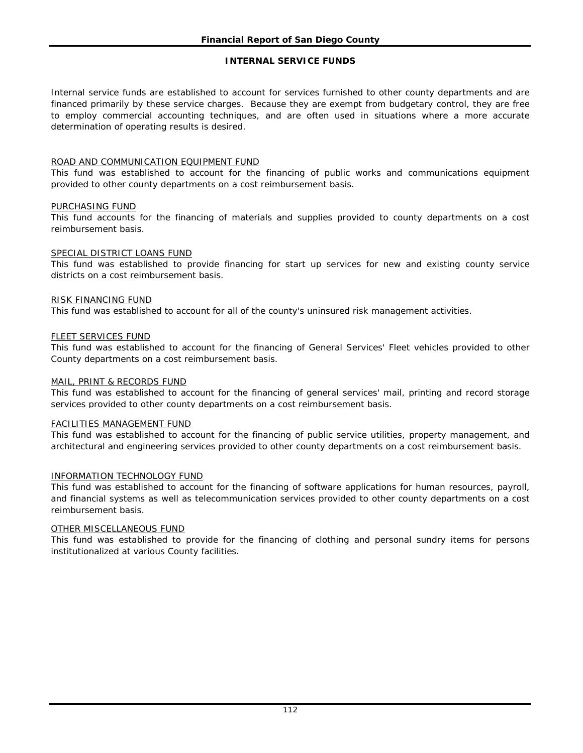## INTERNAL SERVICE FUNDS

Internal service funds are established to account for services furnished to other county departments and are financed primarily by these service charges. Because they are exempt from budgetary control, they are free to employ commercial accounting techniques, and are often used in situations where a more accurate determination of operating results is desired.

### ROAD AND COMMUNICATION EQUIPMENT FUND

This fund was established to account for the financing of public works and communications equipment provided to other county departments on a cost reimbursement basis.

### PURCHASING FUND

This fund accounts for the financing of materials and supplies provided to county departments on a cost reimbursement basis.

### SPECIAL DISTRICT LOANS FUND

This fund was established to provide financing for start up services for new and existing county service districts on a cost reimbursement basis.

### RISK FINANCING FUND

This fund was established to account for all of the county's uninsured risk management activities.

### FLEET SERVICES FUND

This fund was established to account for the financing of General Services' Fleet vehicles provided to other County departments on a cost reimbursement basis.

### MAIL, PRINT & RECORDS FUND

This fund was established to account for the financing of general services' mail, printing and record storage services provided to other county departments on a cost reimbursement basis.

### FACILITIES MANAGEMENT FUND

This fund was established to account for the financing of public service utilities, property management, and architectural and engineering services provided to other county departments on a cost reimbursement basis.

### INFORMATION TECHNOLOGY FUND

This fund was established to account for the financing of software applications for human resources, payroll, and financial systems as well as telecommunication services provided to other county departments on a cost reimbursement basis.

### OTHER MISCELLANEOUS FUND

This fund was established to provide for the financing of clothing and personal sundry items for persons institutionalized at various County facilities.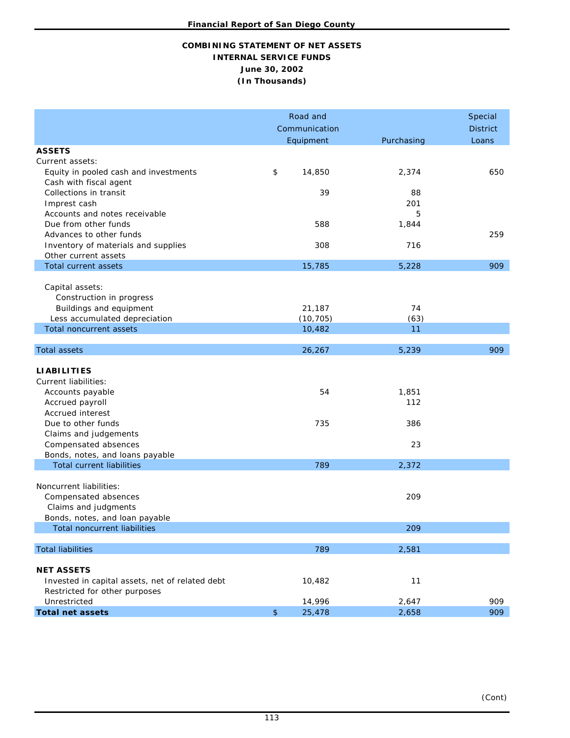# COMBINING STATEMENT OF NET ASSETS
## INTERNAL SERVICE FUNDS
### June 30, 2002
### (In Thousands)

| | Road and Communication Equipment | Purchasing | Special District Loans |
|---|---|---|---|
| **ASSETS** | | | |
| Current assets: | | | |
| Equity in pooled cash and investments | $ 14,850 | 2,374 | 650 |
| Cash with fiscal agent | | | |
| Collections in transit | 39 | 88 | |
| Impress cash | | 201 | |
| Accounts and notes receivable | | 5 | |
| Due from other funds | 588 | 1,844 | |
| Advances to other funds | | | 259 |
| Inventory of materials and supplies | 308 | 716 | |
| Other current assets | | | |
| Total current assets | 15,785 | 5,228 | 909 |
| Capital assets: | | | |
| Construction in progress | | | |
| Buildings and equipment | 21,187 | 74 | |
| Less accumulated depreciation | (10,705) | (63) | |
| Total noncurrent assets | 10,482 | 11 | |
| Total assets | 26,267 | 5,239 | 909 |
| **LIABILITIES** | | | |
| Current liabilities: | | | |
| Accounts payable | 54 | 1,851 | |
| Accrued payroll | | 112 | |
| Accrued interest | | | |
| Due to other funds | 735 | 386 | |
| Claims and judgements | | | |
| Compensated absences | | 23 | |
| Bonds, notes, and loans payable | | | |
| Total current liabilities | 789 | 2,372 | |
| Noncurrent liabilities: | | | |
| Compensated absences | | 209 | |
| Claims and judgments | | | |
| Bonds, notes, and loan payable | | | |
| Total noncurrent liabilities | | 209 | |
| Total liabilities | 789 | 2,581 | |
| **NET ASSETS** | | | |
| Invested in capital assets, net of related debt | 10,482 | 11 | |
| Restricted for other purposes | | | |
| Unrestricted | 14,996 | 2,647 | 909 |
| **Total net assets** | $ 25,478 | 2,658 | 909 |

(Cont)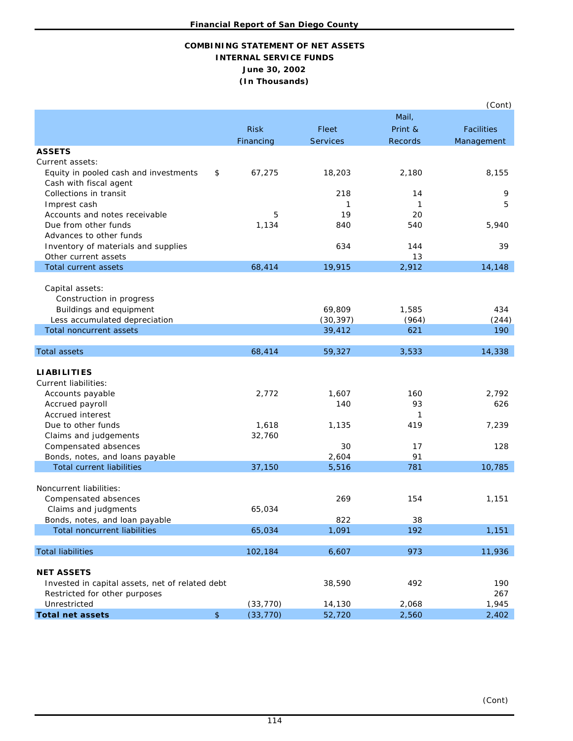**Financial Report of San Diego County**

## COMBINING STATEMENT OF NET ASSETS
## INTERNAL SERVICE FUNDS
## June 30, 2002
## (In Thousands)

(Cont)

| | | Risk Financing | Fleet Services | Mail, Print & Records | Facilities Management |
|---|---|---|---|---|---|
| **ASSETS** | | | | | |
| Current assets: | | | | | |
| Equity in pooled cash and investments | $ | 67,275 | 18,203 | 2,180 | 8,155 |
| Cash with fiscal agent | | | | | |
| Collections in transit | | | 218 | 14 | 9 |
| Imprest cash | | | 1 | 1 | 5 |
| Accounts and notes receivable | | 5 | 19 | 20 | |
| Due from other funds | | 1,134 | 840 | 540 | 5,940 |
| Advances to other funds | | | | | |
| Inventory of materials and supplies | | | 634 | 144 | 39 |
| Other current assets | | | | 13 | |
| Total current assets | | 68,414 | 19,915 | 2,912 | 14,148 |
| Capital assets: | | | | | |
| Construction in progress | | | | | |
| Buildings and equipment | | | 69,809 | 1,585 | 434 |
| Less accumulated depreciation | | | (30,397) | (964) | (244) |
| Total noncurrent assets | | | 39,412 | 621 | 190 |
| Total assets | | 68,414 | 59,327 | 3,533 | 14,338 |
| **LIABILITIES** | | | | | |
| Current liabilities: | | | | | |
| Accounts payable | | 2,772 | 1,607 | 160 | 2,792 |
| Accrued payroll | | | 140 | 93 | 626 |
| Accrued interest | | | | 1 | |
| Due to other funds | | 1,618 | 1,135 | 419 | 7,239 |
| Claims and judgements | | 32,760 | | | |
| Compensated absences | | | 30 | 17 | 128 |
| Bonds, notes, and loans payable | | | 2,604 | 91 | |
| Total current liabilities | | 37,150 | 5,516 | 781 | 10,785 |
| Noncurrent liabilities: | | | | | |
| Compensated absences | | | 269 | 154 | 1,151 |
| Claims and judgments | | 65,034 | | | |
| Bonds, notes, and loan payable | | | 822 | 38 | |
| Total noncurrent liabilities | | 65,034 | 1,091 | 192 | 1,151 |
| Total liabilities | | 102,184 | 6,607 | 973 | 11,936 |
| **NET ASSETS** | | | | | |
| Invested in capital assets, net of related debt | | | 38,590 | 492 | 190 |
| Restricted for other purposes | | | | | 267 |
| Unrestricted | | (33,770) | 14,130 | 2,068 | 1,945 |
| **Total net assets** | $ | (33,770) | 52,720 | 2,560 | 2,402 |

(Cont)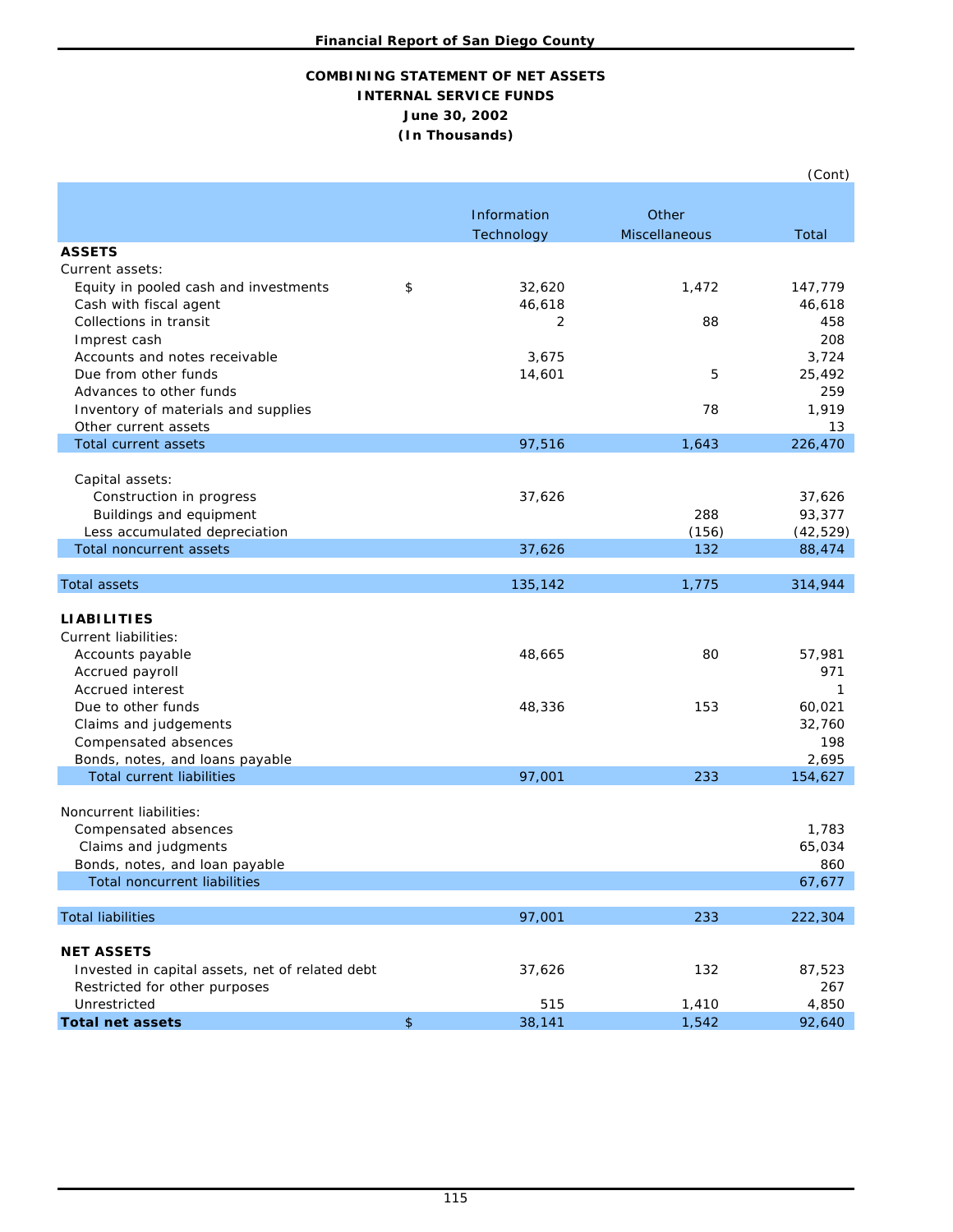**Financial Report of San Diego County**

**COMBINING STATEMENT OF NET ASSETS**
**INTERNAL SERVICE FUNDS**
**June 30, 2002**
**(In Thousands)**

(Cont)

| | Information Technology | Other Miscellaneous | Total |
|---|---|---|---|
| **ASSETS** | | | |
| Current assets: | | | |
| Equity in pooled cash and investments | $ 32,620 | 1,472 | 147,779 |
| Cash with fiscal agent | 46,618 | | 46,618 |
| Collections in transit | 2 | 88 | 458 |
| Imprest cash | | | 208 |
| Accounts and notes receivable | 3,675 | | 3,724 |
| Due from other funds | 14,601 | 5 | 25,492 |
| Advances to other funds | | | 259 |
| Inventory of materials and supplies | | 78 | 1,919 |
| Other current assets | | | 13 |
| Total current assets | 97,516 | 1,643 | 226,470 |
| Capital assets: | | | |
| Construction in progress | 37,626 | | 37,626 |
| Buildings and equipment | | 288 | 93,377 |
| Less accumulated depreciation | | (156) | (42,529) |
| Total noncurrent assets | 37,626 | 132 | 88,474 |
| Total assets | 135,142 | 1,775 | 314,944 |
| **LIABILITIES** | | | |
| Current liabilities: | | | |
| Accounts payable | 48,665 | 80 | 57,981 |
| Accrued payroll | | | 971 |
| Accrued interest | | | 1 |
| Due to other funds | 48,336 | 153 | 60,021 |
| Claims and judgements | | | 32,760 |
| Compensated absences | | | 198 |
| Bonds, notes, and loans payable | | | 2,695 |
| Total current liabilities | 97,001 | 233 | 154,627 |
| Noncurrent liabilities: | | | |
| Compensated absences | | | 1,783 |
| Claims and judgments | | | 65,034 |
| Bonds, notes, and loan payable | | | 860 |
| Total noncurrent liabilities | | | 67,677 |
| Total liabilities | 97,001 | 233 | 222,304 |
| **NET ASSETS** | | | |
| Invested in capital assets, net of related debt | 37,626 | 132 | 87,523 |
| Restricted for other purposes | | | 267 |
| Unrestricted | 515 | 1,410 | 4,850 |
| **Total net assets** | $ 38,141 | 1,542 | 92,640 |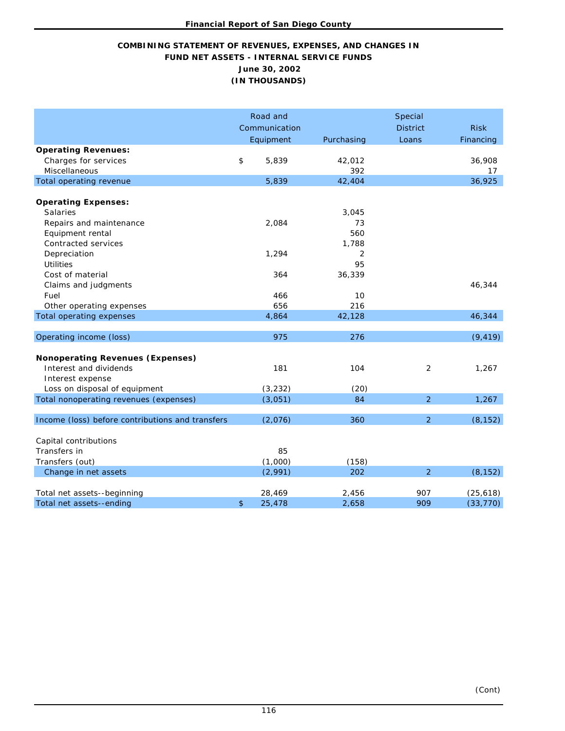# COMBINING STATEMENT OF REVENUES, EXPENSES, AND CHANGES IN FUND NET ASSETS - INTERNAL SERVICE FUNDS

**June 30, 2002**

**(IN THOUSANDS)**

| | Road and Communication Equipment | Purchasing | Special District Loans | Risk Financing |
|---|---|---|---|---|
| **Operating Revenues:** | | | | |
| Charges for services | $ 5,839 | 42,012 | | 36,908 |
| Miscellaneous | | 392 | | 17 |
| Total operating revenue | 5,839 | 42,404 | | 36,925 |
| **Operating Expenses:** | | | | |
| Salaries | | 3,045 | | |
| Repairs and maintenance | 2,084 | 73 | | |
| Equipment rental | | 560 | | |
| Contracted services | | 1,788 | | |
| Depreciation | 1,294 | 2 | | |
| Utilities | | 95 | | |
| Cost of material | 364 | 36,339 | | |
| Claims and judgments | | | | 46,344 |
| Fuel | 466 | 10 | | |
| Other operating expenses | 656 | 216 | | |
| Total operating expenses | 4,864 | 42,128 | | 46,344 |
| Operating income (loss) | 975 | 276 | | (9,419) |
| **Nonoperating Revenues (Expenses)** | | | | |
| Interest and dividends | 181 | 104 | 2 | 1,267 |
| Interest expense | | | | |
| Loss on disposal of equipment | (3,232) | (20) | | |
| Total nonoperating revenues (expenses) | (3,051) | 84 | 2 | 1,267 |
| Income (loss) before contributions and transfers | (2,076) | 360 | 2 | (8,152) |
| Capital contributions | | | | |
| Transfers in | 85 | | | |
| Transfers (out) | (1,000) | (158) | | |
| Change in net assets | (2,991) | 202 | 2 | (8,152) |
| Total net assets--beginning | 28,469 | 2,456 | 907 | (25,618) |
| Total net assets--ending | $ 25,478 | 2,658 | 909 | (33,770) |

(Cont)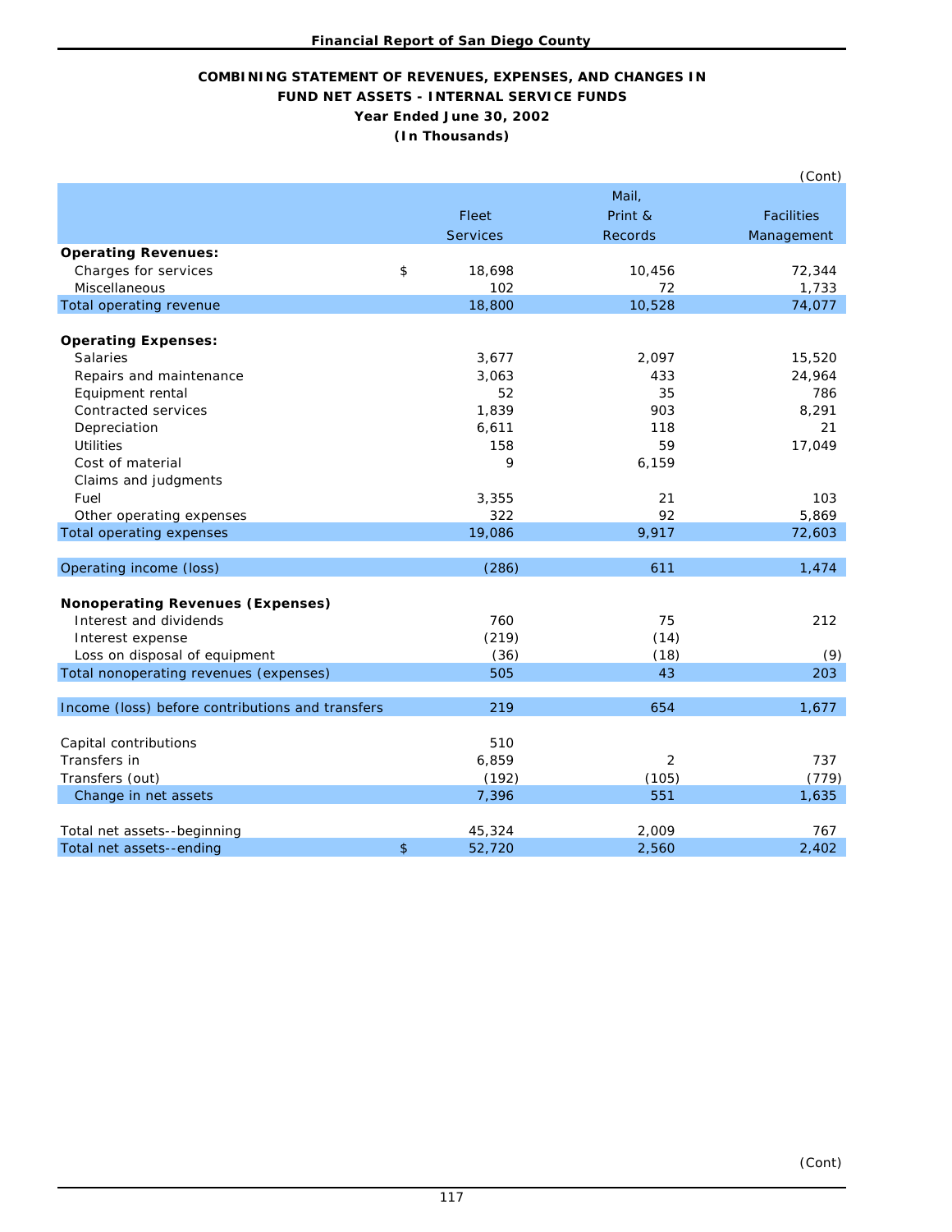**COMBINING STATEMENT OF REVENUES, EXPENSES, AND CHANGES IN FUND NET ASSETS - INTERNAL SERVICE FUNDS**

**Year Ended June 30, 2002**

**(In Thousands)**

(Cont)

| | | Fleet Services | Mail, Print & Records | Facilities Management |
|---|---|---|---|---|
| **Operating Revenues:** | | | | |
| Charges for services | $ | 18,698 | 10,456 | 72,344 |
| Miscellaneous | | 102 | 72 | 1,733 |
| Total operating revenue | | 18,800 | 10,528 | 74,077 |
| **Operating Expenses:** | | | | |
| Salaries | | 3,677 | 2,097 | 15,520 |
| Repairs and maintenance | | 3,063 | 433 | 24,964 |
| Equipment rental | | 52 | 35 | 786 |
| Contracted services | | 1,839 | 903 | 8,291 |
| Depreciation | | 6,611 | 118 | 21 |
| Utilities | | 158 | 59 | 17,049 |
| Cost of material | | 9 | 6,159 | |
| Claims and judgments | | | | |
| Fuel | | 3,355 | 21 | 103 |
| Other operating expenses | | 322 | 92 | 5,869 |
| Total operating expenses | | 19,086 | 9,917 | 72,603 |
| Operating income (loss) | | (286) | 611 | 1,474 |
| **Nonoperating Revenues (Expenses)** | | | | |
| Interest and dividends | | 760 | 75 | 212 |
| Interest expense | | (219) | (14) | |
| Loss on disposal of equipment | | (36) | (18) | (9) |
| Total nonoperating revenues (expenses) | | 505 | 43 | 203 |
| Income (loss) before contributions and transfers | | 219 | 654 | 1,677 |
| Capital contributions | | 510 | | |
| Transfers in | | 6,859 | 2 | 737 |
| Transfers (out) | | (192) | (105) | (779) |
| Change in net assets | | 7,396 | 551 | 1,635 |
| Total net assets--beginning | | 45,324 | 2,009 | 767 |
| Total net assets--ending | $ | 52,720 | 2,560 | 2,402 |

(Cont)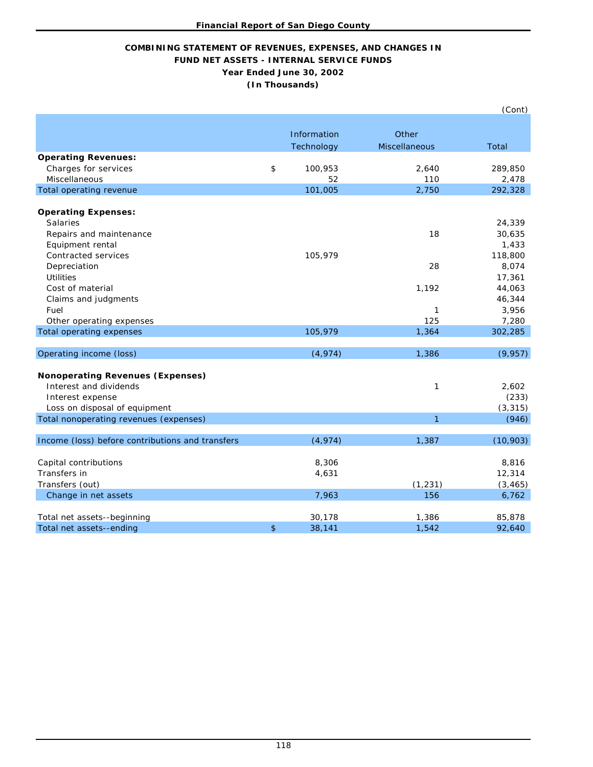**Financial Report of San Diego County**

## COMBINING STATEMENT OF REVENUES, EXPENSES, AND CHANGES IN FUND NET ASSETS - INTERNAL SERVICE FUNDS
### Year Ended June 30, 2002
### (In Thousands)

(Cont)

| | Information Technology | Other Miscellaneous | Total |
|---|---|---|---|
| **Operating Revenues:** | | | |
| Charges for services | $ 100,953 | 2,640 | 289,850 |
| Miscellaneous | 52 | 110 | 2,478 |
| Total operating revenue | 101,005 | 2,750 | 292,328 |
| **Operating Expenses:** | | | |
| Salaries | | | 24,339 |
| Repairs and maintenance | | 18 | 30,635 |
| Equipment rental | | | 1,433 |
| Contracted services | 105,979 | | 118,800 |
| Depreciation | | 28 | 8,074 |
| Utilities | | | 17,361 |
| Cost of material | | 1,192 | 44,063 |
| Claims and judgments | | | 46,344 |
| Fuel | | 1 | 3,956 |
| Other operating expenses | | 125 | 7,280 |
| Total operating expenses | 105,979 | 1,364 | 302,285 |
| Operating income (loss) | (4,974) | 1,386 | (9,957) |
| **Nonoperating Revenues (Expenses)** | | | |
| Interest and dividends | | 1 | 2,602 |
| Interest expense | | | (233) |
| Loss on disposal of equipment | | | (3,315) |
| Total nonoperating revenues (expenses) | | 1 | (946) |
| Income (loss) before contributions and transfers | (4,974) | 1,387 | (10,903) |
| Capital contributions | 8,306 | | 8,816 |
| Transfers in | 4,631 | | 12,314 |
| Transfers (out) | | (1,231) | (3,465) |
| Change in net assets | 7,963 | 156 | 6,762 |
| Total net assets--beginning | 30,178 | 1,386 | 85,878 |
| Total net assets--ending | $ 38,141 | 1,542 | 92,640 |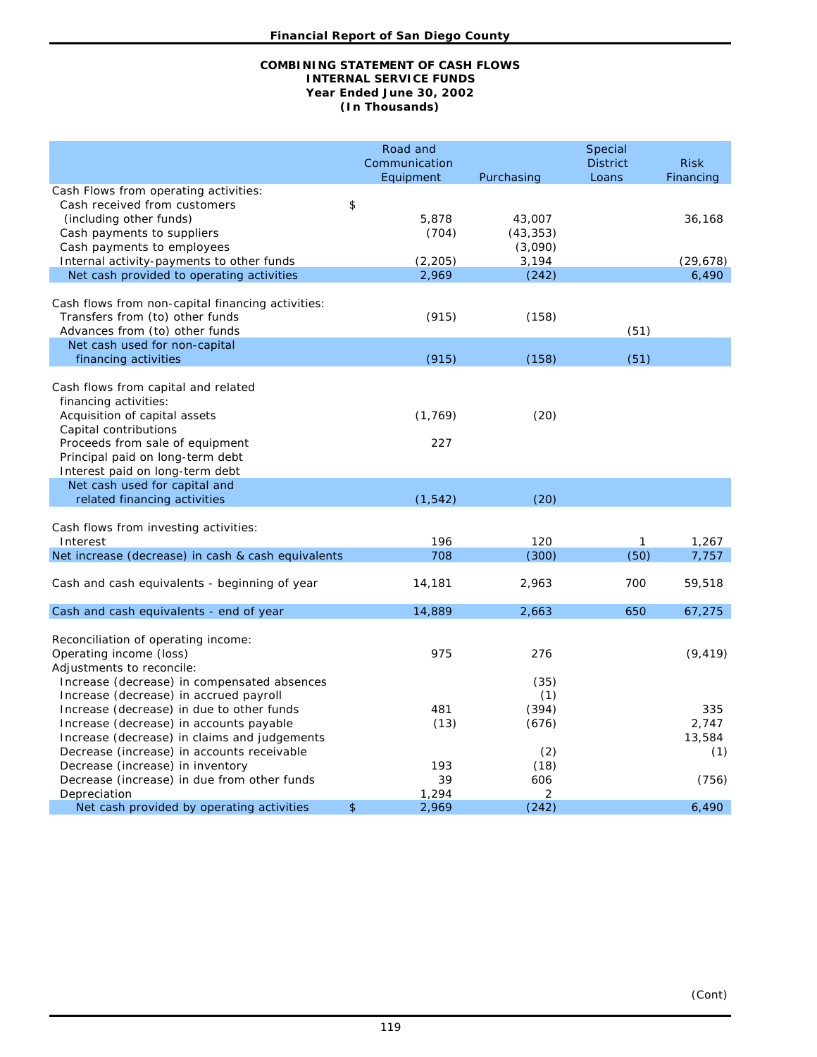**Financial Report of San Diego County**

**COMBINING STATEMENT OF CASH FLOWS**
**INTERNAL SERVICE FUNDS**
**Year Ended June 30, 2002**
**(In Thousands)**

| | Road and Communication Equipment | Purchasing | Special District Loans | Risk Financing |
|---|---|---|---|---|
| Cash Flows from operating activities: | | | | |
| Cash received from customers (including other funds) | $ 5,878 | 43,007 | | 36,168 |
| Cash payments to suppliers | (704) | (43,353) | | |
| Cash payments to employees | | (3,090) | | |
| Internal activity-payments to other funds | (2,205) | 3,194 | | (29,678) |
| Net cash provided to operating activities | 2,969 | (242) | | 6,490 |
| Cash flows from non-capital financing activities: | | | | |
| Transfers from (to) other funds | (915) | (158) | | |
| Advances from (to) other funds | | | (51) | |
| Net cash used for non-capital financing activities | (915) | (158) | (51) | |
| Cash flows from capital and related financing activities: | | | | |
| Acquisition of capital assets | (1,769) | (20) | | |
| Capital contributions | | | | |
| Proceeds from sale of equipment | 227 | | | |
| Principal paid on long-term debt | | | | |
| Interest paid on long-term debt | | | | |
| Net cash used for capital and related financing activities | (1,542) | (20) | | |
| Cash flows from investing activities: | | | | |
| Interest | 196 | 120 | 1 | 1,267 |
| Net increase (decrease) in cash & cash equivalents | 708 | (300) | (50) | 7,757 |
| Cash and cash equivalents - beginning of year | 14,181 | 2,963 | 700 | 59,518 |
| Cash and cash equivalents - end of year | 14,889 | 2,663 | 650 | 67,275 |
| Reconciliation of operating income: | | | | |
| Operating income (loss) | 975 | 276 | | (9,419) |
| Adjustments to reconcile: | | | | |
| Increase (decrease) in compensated absences | | (35) | | |
| Increase (decrease) in accrued payroll | | (1) | | |
| Increase (decrease) in due to other funds | 481 | (394) | | 335 |
| Increase (decrease) in accounts payable | (13) | (676) | | 2,747 |
| Increase (decrease) in claims and judgements | | | | 13,584 |
| Decrease (increase) in accounts receivable | | (2) | | (1) |
| Decrease (increase) in inventory | 193 | (18) | | |
| Decrease (increase) in due from other funds | 39 | 606 | | (756) |
| Depreciation | 1,294 | 2 | | |
| Net cash provided by operating activities | $ 2,969 | (242) | | 6,490 |

(Cont)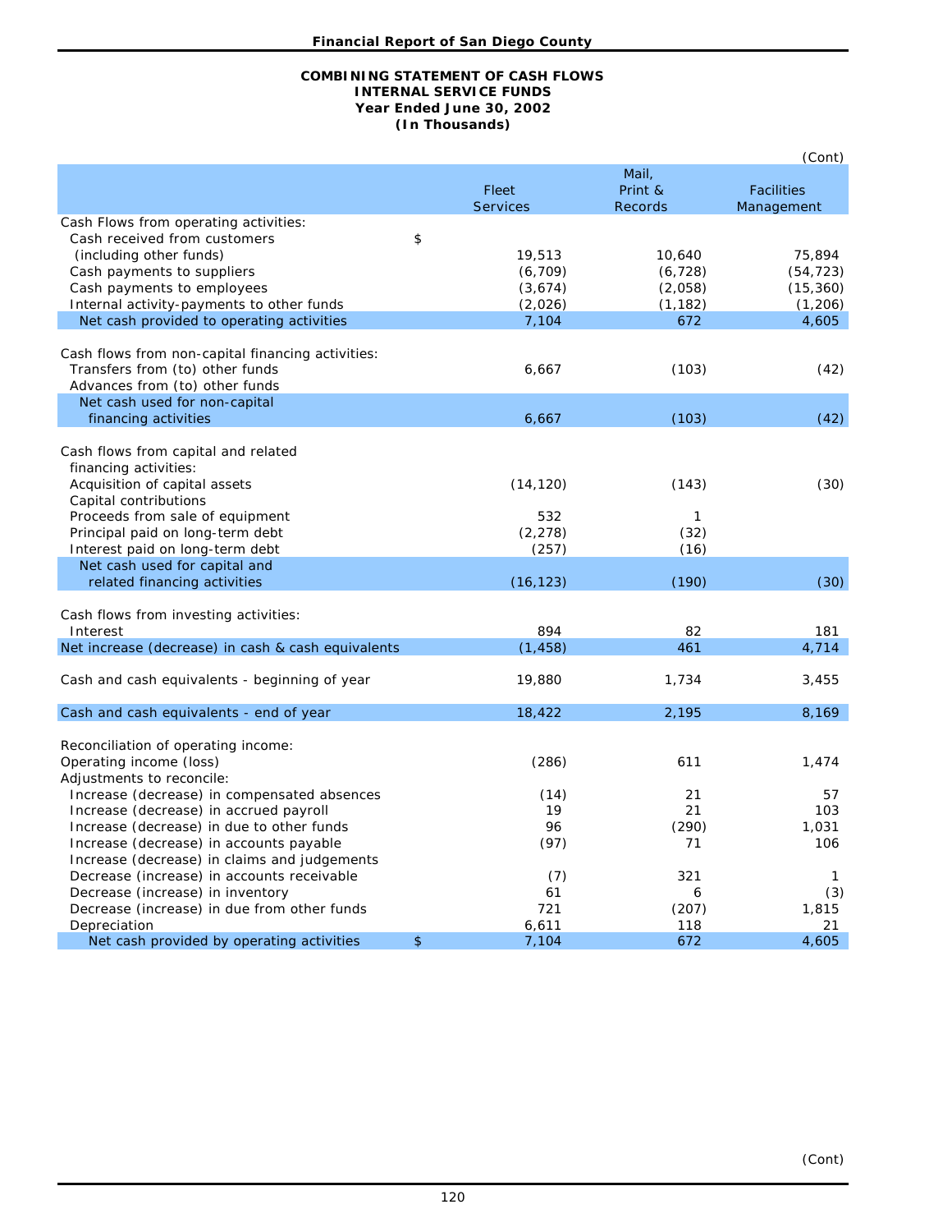**Financial Report of San Diego County**

**COMBINING STATEMENT OF CASH FLOWS**
**INTERNAL SERVICE FUNDS**
**Year Ended June 30, 2002**
**(In Thousands)**

(Cont)

| | | Fleet Services | Mail, Print & Records | Facilities Management |
|---|---|---|---|---|
| Cash Flows from operating activities: | | | | |
| Cash received from customers (including other funds) | $ | 19,513 | 10,640 | 75,894 |
| Cash payments to suppliers | | (6,709) | (6,728) | (54,723) |
| Cash payments to employees | | (3,674) | (2,058) | (15,360) |
| Internal activity-payments to other funds | | (2,026) | (1,182) | (1,206) |
| Net cash provided to operating activities | | 7,104 | 672 | 4,605 |
| Cash flows from non-capital financing activities: | | | | |
| Transfers from (to) other funds | | 6,667 | (103) | (42) |
| Advances from (to) other funds | | | | |
| Net cash used for non-capital financing activities | | 6,667 | (103) | (42) |
| Cash flows from capital and related financing activities: | | | | |
| Acquisition of capital assets | | (14,120) | (143) | (30) |
| Capital contributions | | | | |
| Proceeds from sale of equipment | | 532 | 1 | |
| Principal paid on long-term debt | | (2,278) | (32) | |
| Interest paid on long-term debt | | (257) | (16) | |
| Net cash used for capital and related financing activities | | (16,123) | (190) | (30) |
| Cash flows from investing activities: | | | | |
| Interest | | 894 | 82 | 181 |
| Net increase (decrease) in cash & cash equivalents | | (1,458) | 461 | 4,714 |
| Cash and cash equivalents - beginning of year | | 19,880 | 1,734 | 3,455 |
| Cash and cash equivalents - end of year | | 18,422 | 2,195 | 8,169 |
| Reconciliation of operating income: | | | | |
| Operating income (loss) | | (286) | 611 | 1,474 |
| Adjustments to reconcile: | | | | |
| Increase (decrease) in compensated absences | | (14) | 21 | 57 |
| Increase (decrease) in accrued payroll | | 19 | 21 | 103 |
| Increase (decrease) in due to other funds | | 96 | (290) | 1,031 |
| Increase (decrease) in accounts payable | | (97) | 71 | 106 |
| Increase (decrease) in claims and judgements | | | | |
| Decrease (increase) in accounts receivable | | (7) | 321 | 1 |
| Decrease (increase) in inventory | | 61 | 6 | (3) |
| Decrease (increase) in due from other funds | | 721 | (207) | 1,815 |
| Depreciation | | 6,611 | 118 | 21 |
| Net cash provided by operating activities | $ | 7,104 | 672 | 4,605 |

(Cont)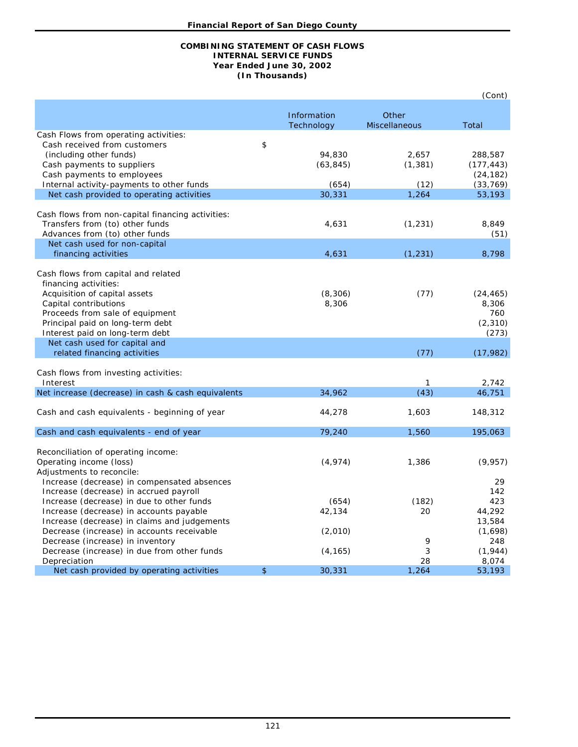**COMBINING STATEMENT OF CASH FLOWS**
**INTERNAL SERVICE FUNDS**
**Year Ended June 30, 2002**
**(In Thousands)**

(Cont)

| | Information Technology | Other Miscellaneous | Total |
|---|---|---|---|
| Cash Flows from operating activities: | | | |
| Cash received from customers (including other funds) | $ 94,830 | 2,657 | 288,587 |
| Cash payments to suppliers | (63,845) | (1,381) | (177,443) |
| Cash payments to employees | | | (24,182) |
| Internal activity-payments to other funds | (654) | (12) | (33,769) |
| Net cash provided to operating activities | 30,331 | 1,264 | 53,193 |
| Cash flows from non-capital financing activities: | | | |
| Transfers from (to) other funds | 4,631 | (1,231) | 8,849 |
| Advances from (to) other funds | | | (51) |
| Net cash used for non-capital financing activities | 4,631 | (1,231) | 8,798 |
| Cash flows from capital and related financing activities: | | | |
| Acquisition of capital assets | (8,306) | (77) | (24,465) |
| Capital contributions | 8,306 | | 8,306 |
| Proceeds from sale of equipment | | | 760 |
| Principal paid on long-term debt | | | (2,310) |
| Interest paid on long-term debt | | | (273) |
| Net cash used for capital and related financing activities | | (77) | (17,982) |
| Cash flows from investing activities: | | | |
| Interest | | 1 | 2,742 |
| Net increase (decrease) in cash & cash equivalents | 34,962 | (43) | 46,751 |
| Cash and cash equivalents - beginning of year | 44,278 | 1,603 | 148,312 |
| Cash and cash equivalents - end of year | 79,240 | 1,560 | 195,063 |
| Reconciliation of operating income: | | | |
| Operating income (loss) | (4,974) | 1,386 | (9,957) |
| Adjustments to reconcile: | | | |
| Increase (decrease) in compensated absences | | | 29 |
| Increase (decrease) in accrued payroll | | | 142 |
| Increase (decrease) in due to other funds | (654) | (182) | 423 |
| Increase (decrease) in accounts payable | 42,134 | 20 | 44,292 |
| Increase (decrease) in claims and judgements | | | 13,584 |
| Decrease (increase) in accounts receivable | (2,010) | | (1,698) |
| Decrease (increase) in inventory | | 9 | 248 |
| Decrease (increase) in due from other funds | (4,165) | 3 | (1,944) |
| Depreciation | | 28 | 8,074 |
| Net cash provided by operating activities | $ 30,331 | 1,264 | 53,193 |